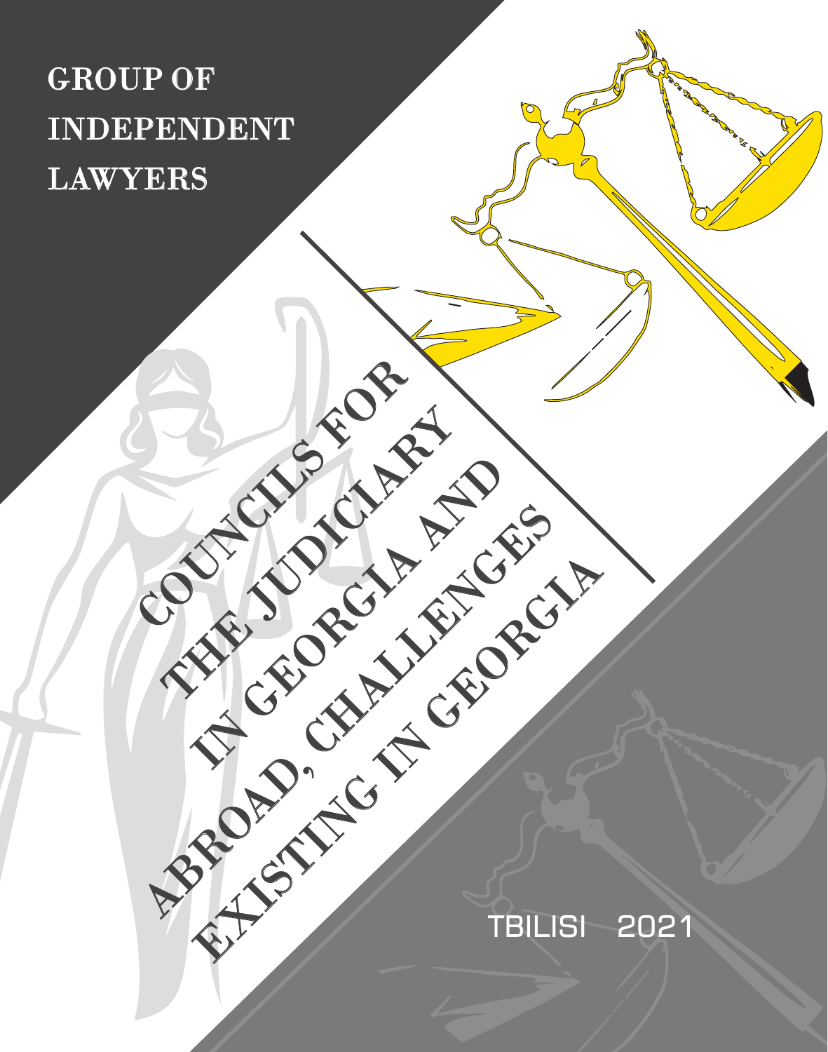GROUP OF INDEPENDENT LAWYERS

# COUNCILS FOR THE JUDICIARY IN GEORGIA AND ABROAD, CHALLENGES EXISTING IN GEORGIA

TBILISI 2021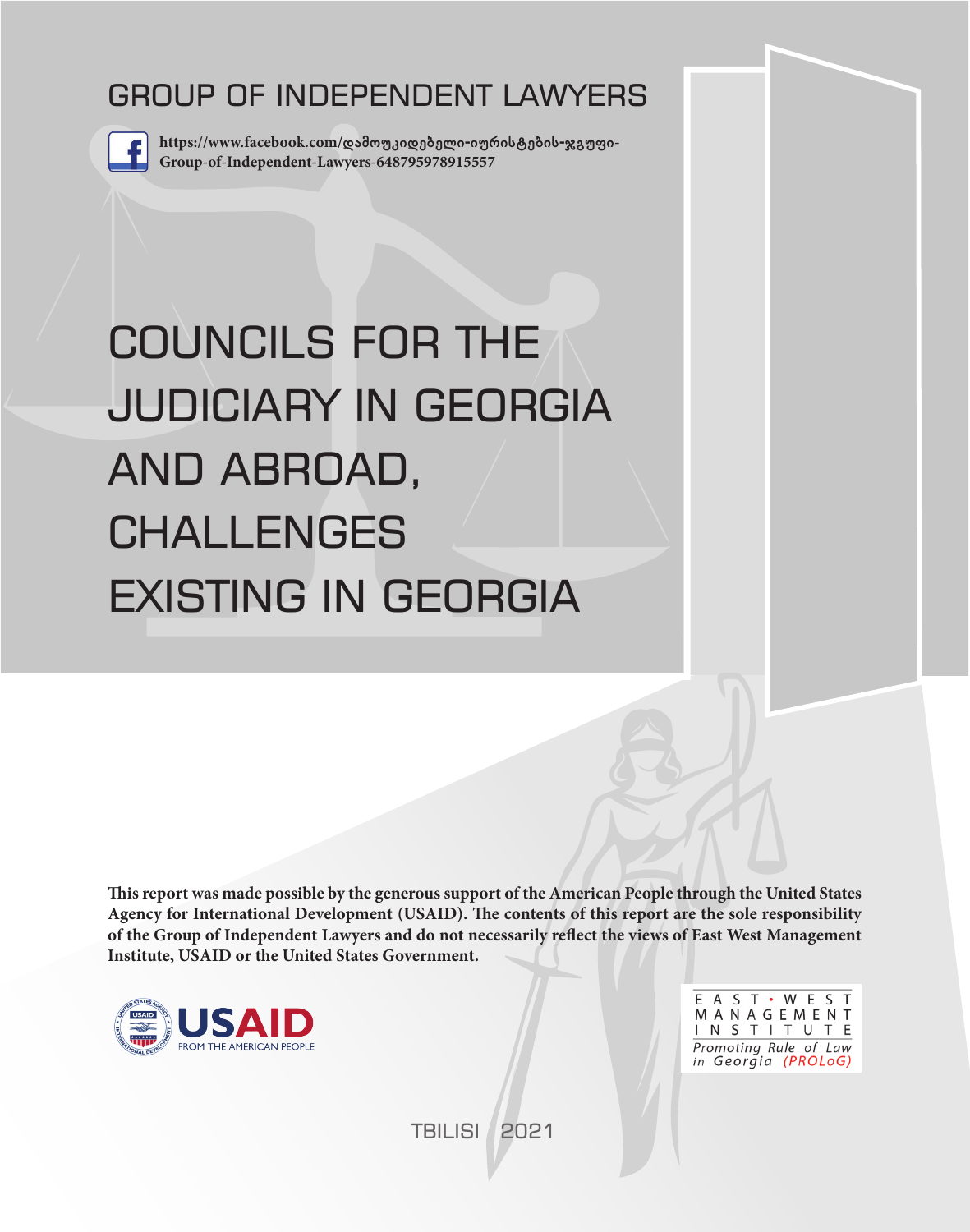GROUP OF INDEPENDENT LAWYERS

https://www.facebook.com/დამოუკიდებელი-იურისტების-ჯგუფი-Group-of-Independent-Lawyers-648795978915557

# COUNCILS FOR THE JUDICIARY IN GEORGIA AND ABROAD, CHALLENGES EXISTING IN GEORGIA

**This report was made possible by the generous support of the American People through the United States Agency for International Development (USAID). The contents of this report are the sole responsibility of the Group of Independent Lawyers and do not necessarily reflect the views of East West Management Institute, USAID or the United States Government.**

USAID FROM THE AMERICAN PEOPLE

EAST • WEST MANAGEMENT INSTITUTE
*Promoting Rule of Law in Georgia (PROLoG)*

TBILISI 2021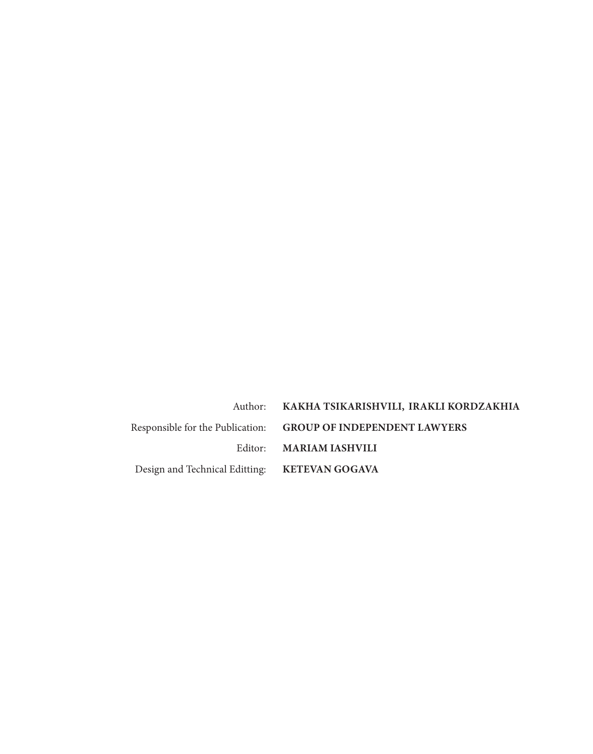Author: **KAKHA TSIKARISHVILI, IRAKLI KORDZAKHIA**

Responsible for the Publication: **GROUP OF INDEPENDENT LAWYERS**

Editor: **MARIAM IASHVILI**

Design and Technical Editting: **KETEVAN GOGAVA**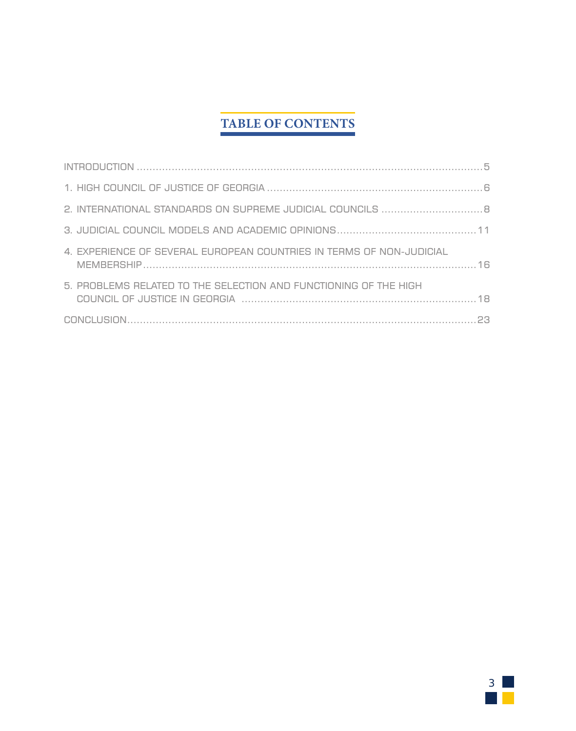# TABLE OF CONTENTS

INTRODUCTION ..... 5

1. HIGH COUNCIL OF JUSTICE OF GEORGIA ..... 6

2. INTERNATIONAL STANDARDS ON SUPREME JUDICIAL COUNCILS ..... 8

3. JUDICIAL COUNCIL MODELS AND ACADEMIC OPINIONS ..... 11

4. EXPERIENCE OF SEVERAL EUROPEAN COUNTRIES IN TERMS OF NON-JUDICIAL MEMBERSHIP ..... 16

5. PROBLEMS RELATED TO THE SELECTION AND FUNCTIONING OF THE HIGH COUNCIL OF JUSTICE IN GEORGIA ..... 18

CONCLUSION ..... 23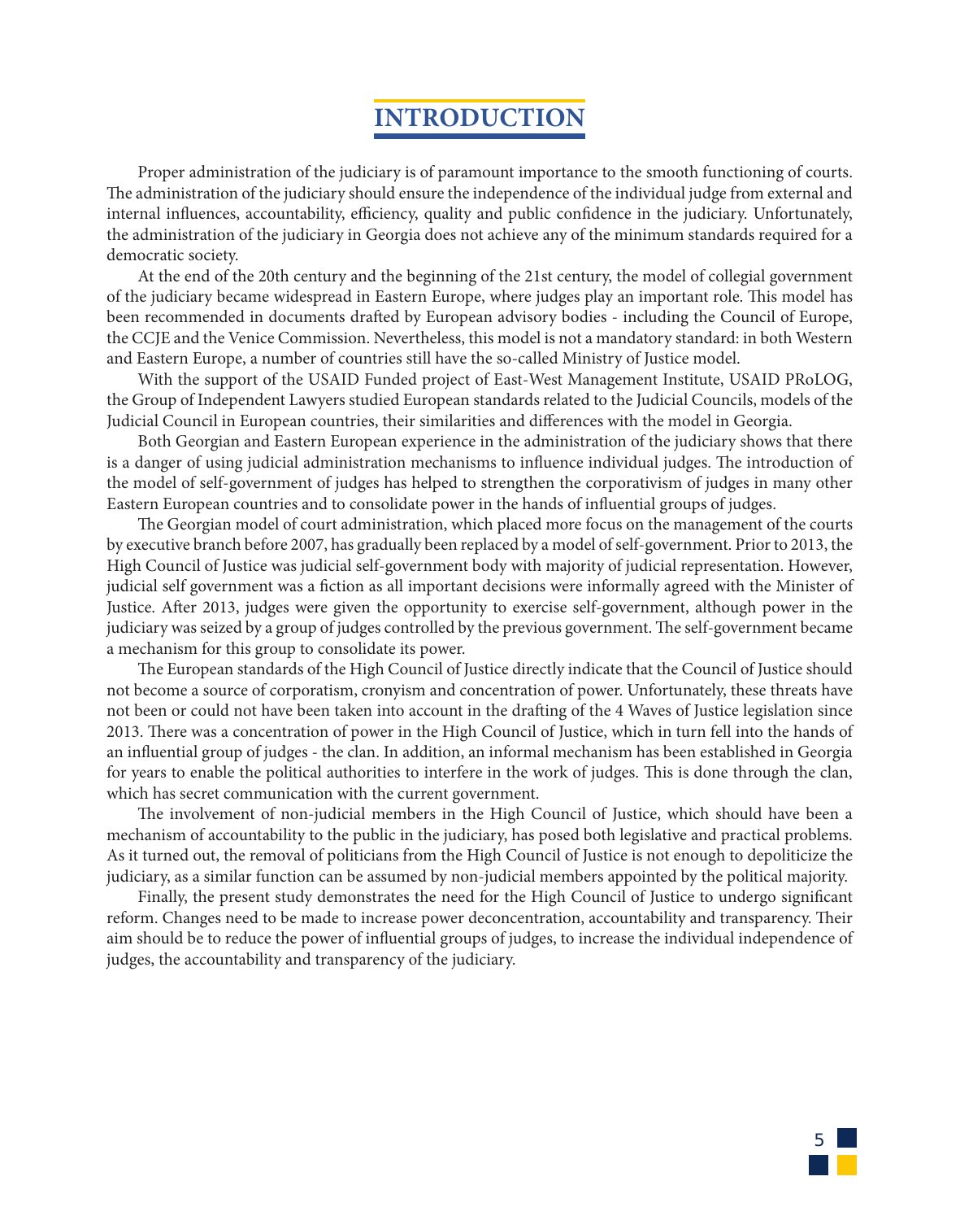# INTRODUCTION

Proper administration of the judiciary is of paramount importance to the smooth functioning of courts. The administration of the judiciary should ensure the independence of the individual judge from external and internal influences, accountability, efficiency, quality and public confidence in the judiciary. Unfortunately, the administration of the judiciary in Georgia does not achieve any of the minimum standards required for a democratic society.

At the end of the 20th century and the beginning of the 21st century, the model of collegial government of the judiciary became widespread in Eastern Europe, where judges play an important role. This model has been recommended in documents drafted by European advisory bodies - including the Council of Europe, the CCJE and the Venice Commission. Nevertheless, this model is not a mandatory standard: in both Western and Eastern Europe, a number of countries still have the so-called Ministry of Justice model.

With the support of the USAID Funded project of East-West Management Institute, USAID PRoLOG, the Group of Independent Lawyers studied European standards related to the Judicial Councils, models of the Judicial Council in European countries, their similarities and differences with the model in Georgia.

Both Georgian and Eastern European experience in the administration of the judiciary shows that there is a danger of using judicial administration mechanisms to influence individual judges. The introduction of the model of self-government of judges has helped to strengthen the corporativism of judges in many other Eastern European countries and to consolidate power in the hands of influential groups of judges.

The Georgian model of court administration, which placed more focus on the management of the courts by executive branch before 2007, has gradually been replaced by a model of self-government. Prior to 2013, the High Council of Justice was judicial self-government body with majority of judicial representation. However, judicial self government was a fiction as all important decisions were informally agreed with the Minister of Justice. After 2013, judges were given the opportunity to exercise self-government, although power in the judiciary was seized by a group of judges controlled by the previous government. The self-government became a mechanism for this group to consolidate its power.

The European standards of the High Council of Justice directly indicate that the Council of Justice should not become a source of corporatism, cronyism and concentration of power. Unfortunately, these threats have not been or could not have been taken into account in the drafting of the 4 Waves of Justice legislation since 2013. There was a concentration of power in the High Council of Justice, which in turn fell into the hands of an influential group of judges - the clan. In addition, an informal mechanism has been established in Georgia for years to enable the political authorities to interfere in the work of judges. This is done through the clan, which has secret communication with the current government.

The involvement of non-judicial members in the High Council of Justice, which should have been a mechanism of accountability to the public in the judiciary, has posed both legislative and practical problems. As it turned out, the removal of politicians from the High Council of Justice is not enough to depoliticize the judiciary, as a similar function can be assumed by non-judicial members appointed by the political majority.

Finally, the present study demonstrates the need for the High Council of Justice to undergo significant reform. Changes need to be made to increase power deconcentration, accountability and transparency. Their aim should be to reduce the power of influential groups of judges, to increase the individual independence of judges, the accountability and transparency of the judiciary.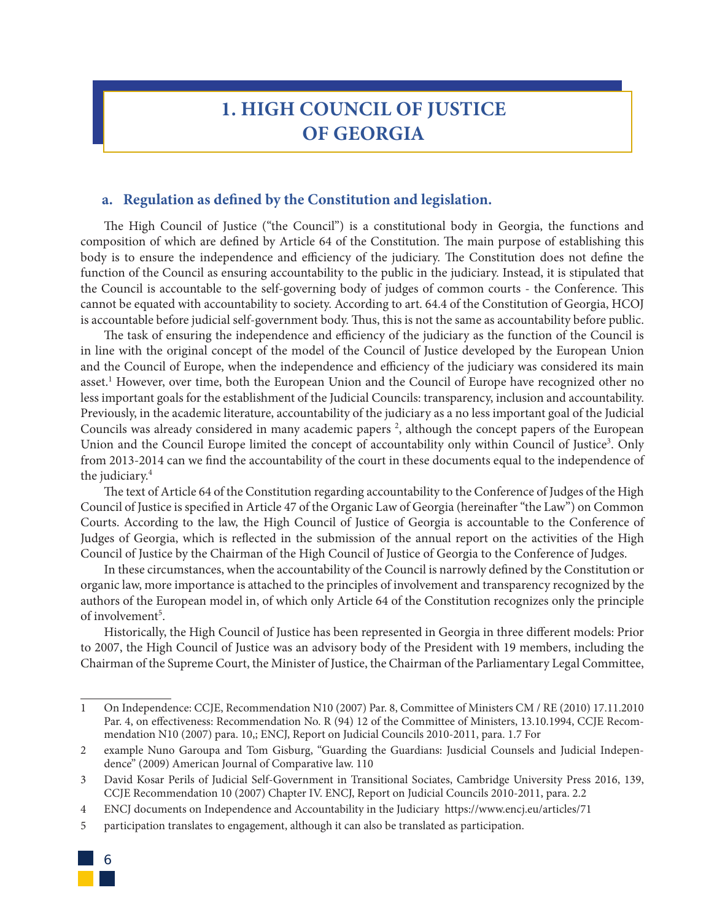# 1. HIGH COUNCIL OF JUSTICE OF GEORGIA

## a. Regulation as defined by the Constitution and legislation.

The High Council of Justice ("the Council") is a constitutional body in Georgia, the functions and composition of which are defined by Article 64 of the Constitution. The main purpose of establishing this body is to ensure the independence and efficiency of the judiciary. The Constitution does not define the function of the Council as ensuring accountability to the public in the judiciary. Instead, it is stipulated that the Council is accountable to the self-governing body of judges of common courts - the Conference. This cannot be equated with accountability to society. According to art. 64.4 of the Constitution of Georgia, HCOJ is accountable before judicial self-government body. Thus, this is not the same as accountability before public.

The task of ensuring the independence and efficiency of the judiciary as the function of the Council is in line with the original concept of the model of the Council of Justice developed by the European Union and the Council of Europe, when the independence and efficiency of the judiciary was considered its main asset.[1] However, over time, both the European Union and the Council of Europe have recognized other no less important goals for the establishment of the Judicial Councils: transparency, inclusion and accountability. Previously, in the academic literature, accountability of the judiciary as a no less important goal of the Judicial Councils was already considered in many academic papers [2], although the concept papers of the European Union and the Council Europe limited the concept of accountability only within Council of Justice[3]. Only from 2013-2014 can we find the accountability of the court in these documents equal to the independence of the judiciary.[4]

The text of Article 64 of the Constitution regarding accountability to the Conference of Judges of the High Council of Justice is specified in Article 47 of the Organic Law of Georgia (hereinafter "the Law") on Common Courts. According to the law, the High Council of Justice of Georgia is accountable to the Conference of Judges of Georgia, which is reflected in the submission of the annual report on the activities of the High Council of Justice by the Chairman of the High Council of Justice of Georgia to the Conference of Judges.

In these circumstances, when the accountability of the Council is narrowly defined by the Constitution or organic law, more importance is attached to the principles of involvement and transparency recognized by the authors of the European model in, of which only Article 64 of the Constitution recognizes only the principle of involvement[5].

Historically, the High Council of Justice has been represented in Georgia in three different models: Prior to 2007, the High Council of Justice was an advisory body of the President with 19 members, including the Chairman of the Supreme Court, the Minister of Justice, the Chairman of the Parliamentary Legal Committee,

---

1 On Independence: CCJE, Recommendation N10 (2007) Par. 8, Committee of Ministers CM / RE (2010) 17.11.2010 Par. 4, on effectiveness: Recommendation No. R (94) 12 of the Committee of Ministers, 13.10.1994, CCJE Recommendation N10 (2007) para. 10,; ENCJ, Report on Judicial Councils 2010-2011, para. 1.7 For

2 example Nuno Garoupa and Tom Gisburg, "Guarding the Guardians: Jusdicial Counsels and Judicial Independence" (2009) American Journal of Comparative law. 110

3 David Kosar Perils of Judicial Self-Government in Transitional Sociates, Cambridge University Press 2016, 139, CCJE Recommendation 10 (2007) Chapter IV. ENCJ, Report on Judicial Councils 2010-2011, para. 2.2

4 ENCJ documents on Independence and Accountability in the Judiciary https://www.encj.eu/articles/71

5 participation translates to engagement, although it can also be translated as participation.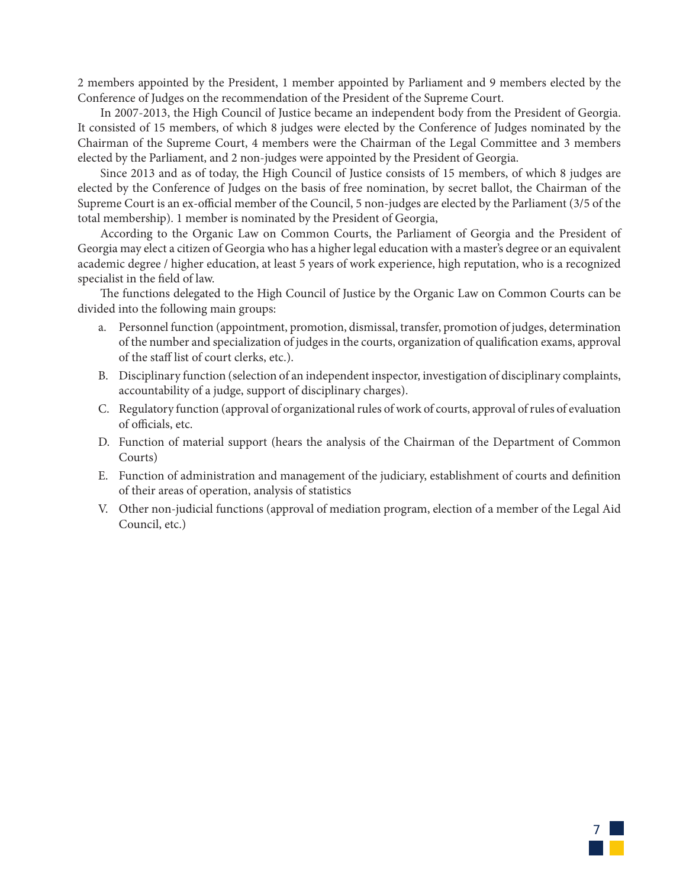2 members appointed by the President, 1 member appointed by Parliament and 9 members elected by the Conference of Judges on the recommendation of the President of the Supreme Court.

In 2007-2013, the High Council of Justice became an independent body from the President of Georgia. It consisted of 15 members, of which 8 judges were elected by the Conference of Judges nominated by the Chairman of the Supreme Court, 4 members were the Chairman of the Legal Committee and 3 members elected by the Parliament, and 2 non-judges were appointed by the President of Georgia.

Since 2013 and as of today, the High Council of Justice consists of 15 members, of which 8 judges are elected by the Conference of Judges on the basis of free nomination, by secret ballot, the Chairman of the Supreme Court is an ex-official member of the Council, 5 non-judges are elected by the Parliament (3/5 of the total membership). 1 member is nominated by the President of Georgia,

According to the Organic Law on Common Courts, the Parliament of Georgia and the President of Georgia may elect a citizen of Georgia who has a higher legal education with a master's degree or an equivalent academic degree / higher education, at least 5 years of work experience, high reputation, who is a recognized specialist in the field of law.

The functions delegated to the High Council of Justice by the Organic Law on Common Courts can be divided into the following main groups:

a. Personnel function (appointment, promotion, dismissal, transfer, promotion of judges, determination of the number and specialization of judges in the courts, organization of qualification exams, approval of the staff list of court clerks, etc.).

B. Disciplinary function (selection of an independent inspector, investigation of disciplinary complaints, accountability of a judge, support of disciplinary charges).

C. Regulatory function (approval of organizational rules of work of courts, approval of rules of evaluation of officials, etc.

D. Function of material support (hears the analysis of the Chairman of the Department of Common Courts)

E. Function of administration and management of the judiciary, establishment of courts and definition of their areas of operation, analysis of statistics

V. Other non-judicial functions (approval of mediation program, election of a member of the Legal Aid Council, etc.)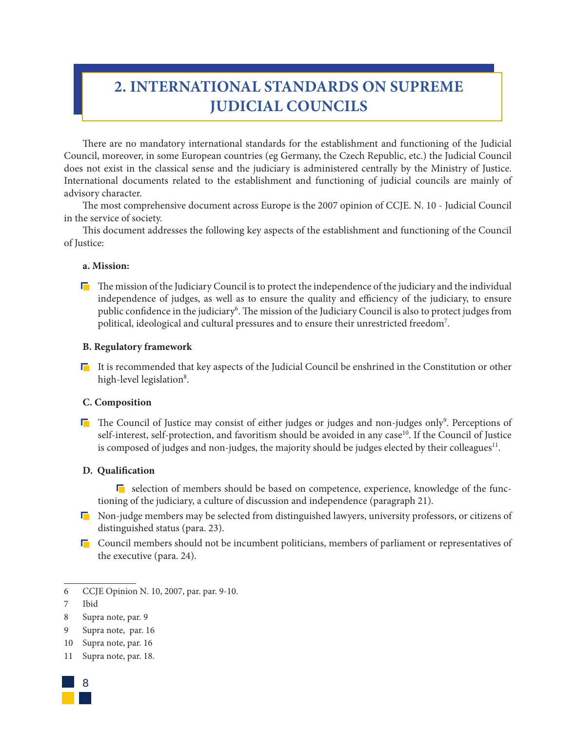## 2. INTERNATIONAL STANDARDS ON SUPREME JUDICIAL COUNCILS

There are no mandatory international standards for the establishment and functioning of the Judicial Council, moreover, in some European countries (eg Germany, the Czech Republic, etc.) the Judicial Council does not exist in the classical sense and the judiciary is administered centrally by the Ministry of Justice. International documents related to the establishment and functioning of judicial councils are mainly of advisory character.

The most comprehensive document across Europe is the 2007 opinion of CCJE. N. 10 - Judicial Council in the service of society.

This document addresses the following key aspects of the establishment and functioning of the Council of Justice:

**a. Mission:**

- The mission of the Judiciary Council is to protect the independence of the judiciary and the individual independence of judges, as well as to ensure the quality and efficiency of the judiciary, to ensure public confidence in the judiciary[6]. The mission of the Judiciary Council is also to protect judges from political, ideological and cultural pressures and to ensure their unrestricted freedom[7].

**B. Regulatory framework**

- It is recommended that key aspects of the Judicial Council be enshrined in the Constitution or other high-level legislation[8].

**C. Composition**

- The Council of Justice may consist of either judges or judges and non-judges only[9]. Perceptions of self-interest, self-protection, and favoritism should be avoided in any case[10]. If the Council of Justice is composed of judges and non-judges, the majority should be judges elected by their colleagues[11].

**D. Qualification**

- selection of members should be based on competence, experience, knowledge of the functioning of the judiciary, a culture of discussion and independence (paragraph 21).
- Non-judge members may be selected from distinguished lawyers, university professors, or citizens of distinguished status (para. 23).
- Council members should not be incumbent politicians, members of parliament or representatives of the executive (para. 24).

---

6 CCJE Opinion N. 10, 2007, par. par. 9-10.

7 Ibid

8 Supra note, par. 9

9 Supra note, par. 16

10 Supra note, par. 16

11 Supra note, par. 18.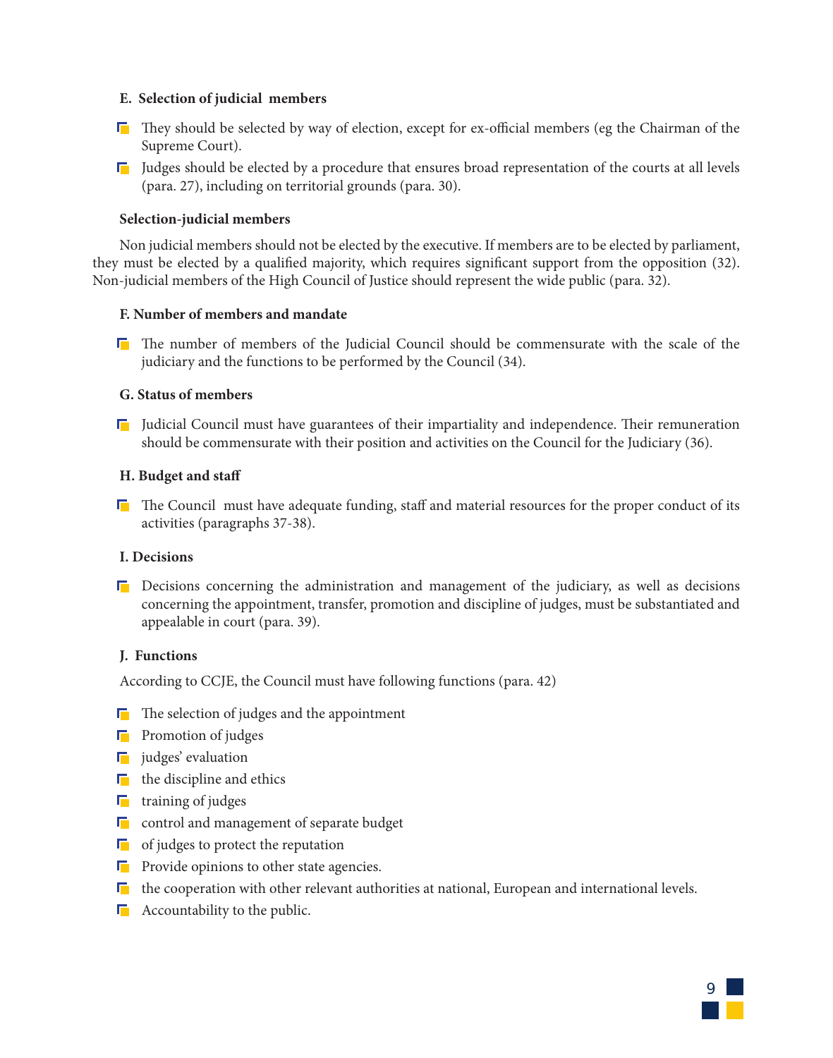**E. Selection of judicial members**

- They should be selected by way of election, except for ex-official members (eg the Chairman of the Supreme Court).
- Judges should be elected by a procedure that ensures broad representation of the courts at all levels (para. 27), including on territorial grounds (para. 30).

**Selection-judicial members**

Non judicial members should not be elected by the executive. If members are to be elected by parliament, they must be elected by a qualified majority, which requires significant support from the opposition (32). Non-judicial members of the High Council of Justice should represent the wide public (para. 32).

**F. Number of members and mandate**

- The number of members of the Judicial Council should be commensurate with the scale of the judiciary and the functions to be performed by the Council (34).

**G. Status of members**

- Judicial Council must have guarantees of their impartiality and independence. Their remuneration should be commensurate with their position and activities on the Council for the Judiciary (36).

**H. Budget and staff**

- The Council must have adequate funding, staff and material resources for the proper conduct of its activities (paragraphs 37-38).

**I. Decisions**

- Decisions concerning the administration and management of the judiciary, as well as decisions concerning the appointment, transfer, promotion and discipline of judges, must be substantiated and appealable in court (para. 39).

**J. Functions**

According to CCJE, the Council must have following functions (para. 42)

- The selection of judges and the appointment
- Promotion of judges
- judges' evaluation
- the discipline and ethics
- training of judges
- control and management of separate budget
- of judges to protect the reputation
- Provide opinions to other state agencies.
- the cooperation with other relevant authorities at national, European and international levels.
- Accountability to the public.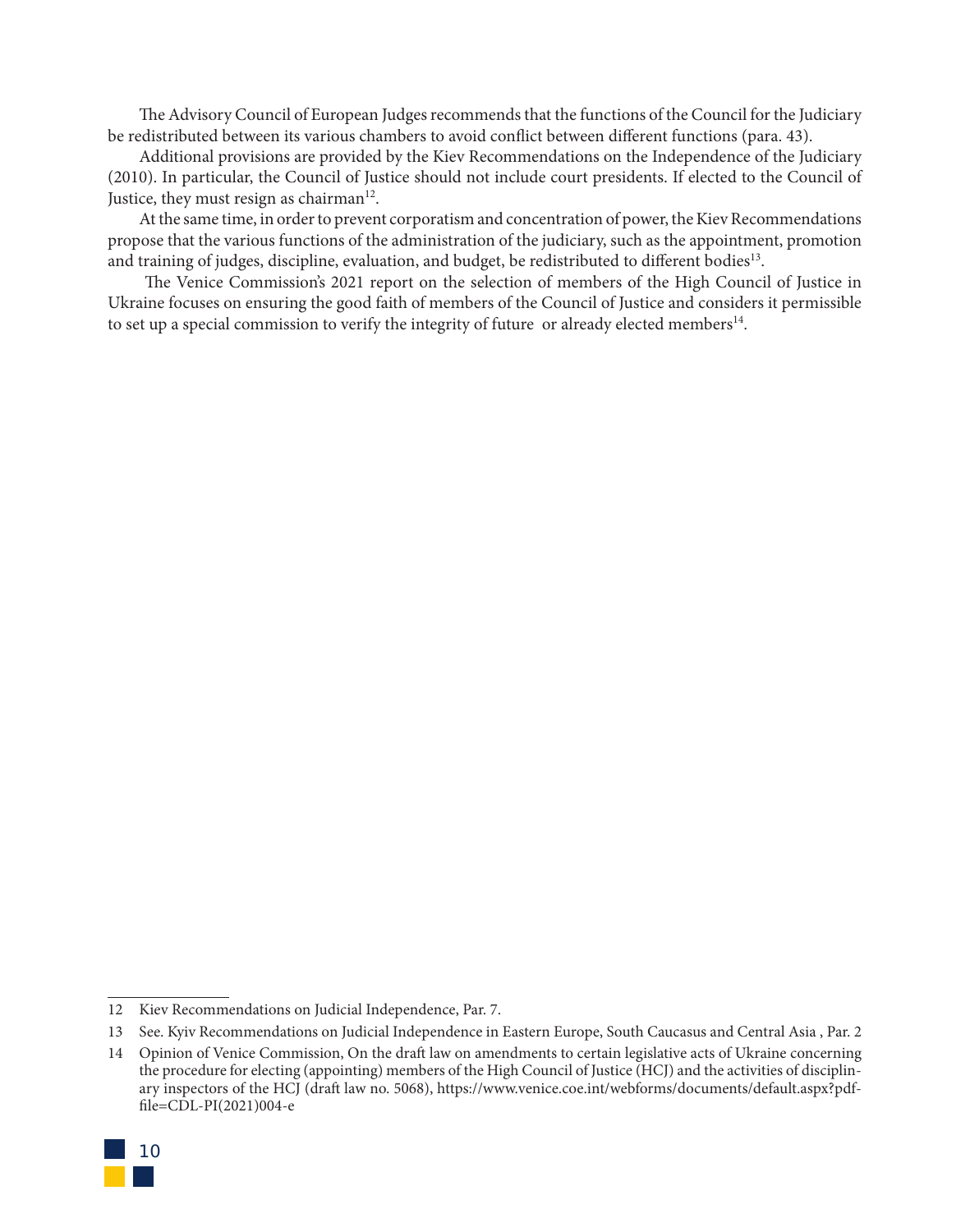The Advisory Council of European Judges recommends that the functions of the Council for the Judiciary be redistributed between its various chambers to avoid conflict between different functions (para. 43).

Additional provisions are provided by the Kiev Recommendations on the Independence of the Judiciary (2010). In particular, the Council of Justice should not include court presidents. If elected to the Council of Justice, they must resign as chairman[12].

At the same time, in order to prevent corporatism and concentration of power, the Kiev Recommendations propose that the various functions of the administration of the judiciary, such as the appointment, promotion and training of judges, discipline, evaluation, and budget, be redistributed to different bodies[13].

The Venice Commission's 2021 report on the selection of members of the High Council of Justice in Ukraine focuses on ensuring the good faith of members of the Council of Justice and considers it permissible to set up a special commission to verify the integrity of future or already elected members[14].

---

12 Kiev Recommendations on Judicial Independence, Par. 7.

13 See. Kyiv Recommendations on Judicial Independence in Eastern Europe, South Caucasus and Central Asia , Par. 2

14 Opinion of Venice Commission, On the draft law on amendments to certain legislative acts of Ukraine concerning the procedure for electing (appointing) members of the High Council of Justice (HCJ) and the activities of disciplinary inspectors of the HCJ (draft law no. 5068), https://www.venice.coe.int/webforms/documents/default.aspx?pdffile=CDL-PI(2021)004-e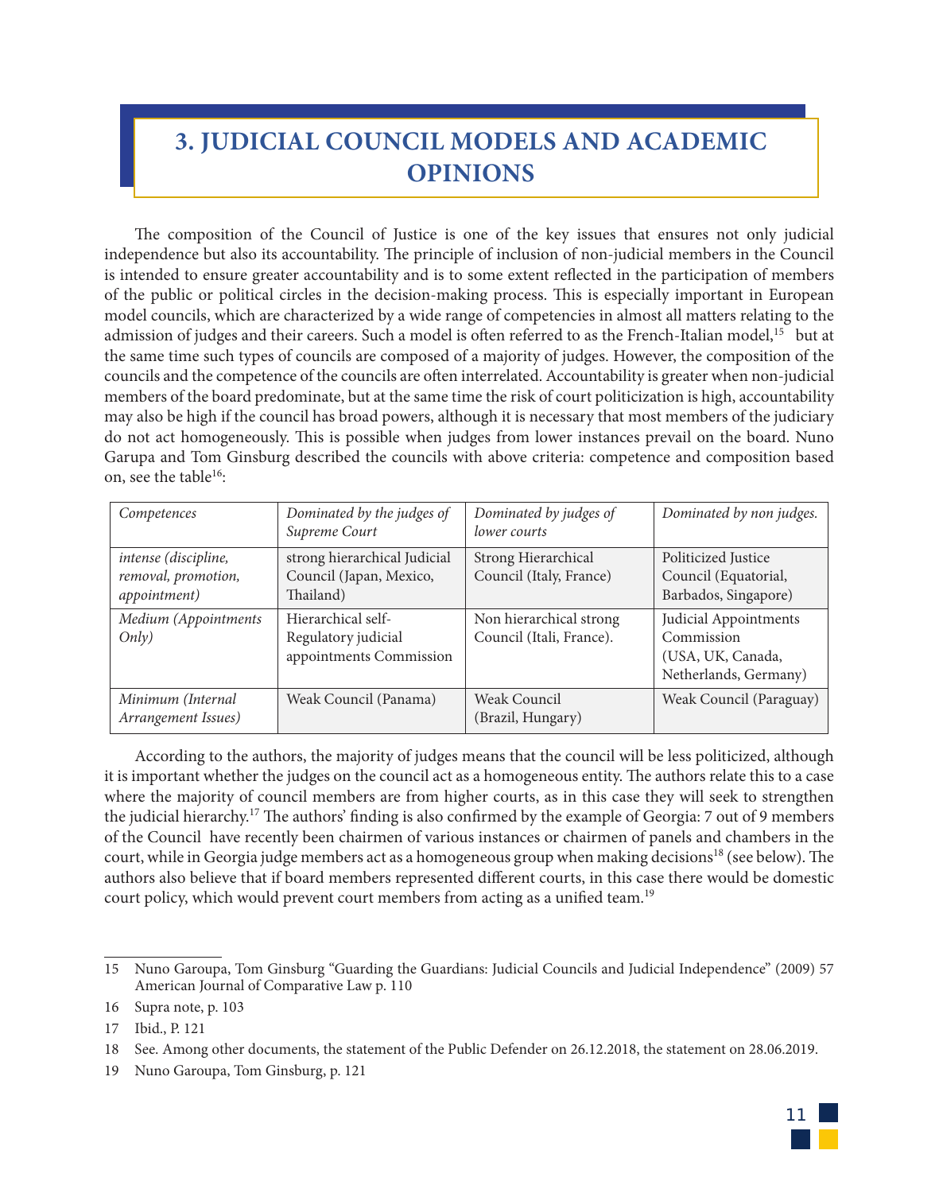# 3. JUDICIAL COUNCIL MODELS AND ACADEMIC OPINIONS

The composition of the Council of Justice is one of the key issues that ensures not only judicial independence but also its accountability. The principle of inclusion of non-judicial members in the Council is intended to ensure greater accountability and is to some extent reflected in the participation of members of the public or political circles in the decision-making process. This is especially important in European model councils, which are characterized by a wide range of competencies in almost all matters relating to the admission of judges and their careers. Such a model is often referred to as the French-Italian model,[15] but at the same time such types of councils are composed of a majority of judges. However, the composition of the councils and the competence of the councils are often interrelated. Accountability is greater when non-judicial members of the board predominate, but at the same time the risk of court politicization is high, accountability may also be high if the council has broad powers, although it is necessary that most members of the judiciary do not act homogeneously. This is possible when judges from lower instances prevail on the board. Nuno Garupa and Tom Ginsburg described the councils with above criteria: competence and composition based on, see the table[16]:

| *Competences* | *Dominated by the judges of Supreme Court* | *Dominated by judges of lower courts* | *Dominated by non judges.* |
|---|---|---|---|
| *intense (discipline, removal, promotion, appointment)* | strong hierarchical Judicial Council (Japan, Mexico, Thailand) | Strong Hierarchical Council (Italy, France) | Politicized Justice Council (Equatorial, Barbados, Singapore) |
| *Medium (Appointments Only)* | Hierarchical self-Regulatory judicial appointments Commission | Non hierarchical strong Council (Itali, France). | Judicial Appointments Commission (USA, UK, Canada, Netherlands, Germany) |
| *Minimum (Internal Arrangement Issues)* | Weak Council (Panama) | Weak Council (Brazil, Hungary) | Weak Council (Paraguay) |

According to the authors, the majority of judges means that the council will be less politicized, although it is important whether the judges on the council act as a homogeneous entity. The authors relate this to a case where the majority of council members are from higher courts, as in this case they will seek to strengthen the judicial hierarchy.[17] The authors' finding is also confirmed by the example of Georgia: 7 out of 9 members of the Council have recently been chairmen of various instances or chairmen of panels and chambers in the court, while in Georgia judge members act as a homogeneous group when making decisions[18] (see below). The authors also believe that if board members represented different courts, in this case there would be domestic court policy, which would prevent court members from acting as a unified team.[19]

---

15 Nuno Garoupa, Tom Ginsburg "Guarding the Guardians: Judicial Councils and Judicial Independence" (2009) 57 American Journal of Comparative Law p. 110

16 Supra note, p. 103

17 Ibid., P. 121

18 See. Among other documents, the statement of the Public Defender on 26.12.2018, the statement on 28.06.2019.

19 Nuno Garoupa, Tom Ginsburg, p. 121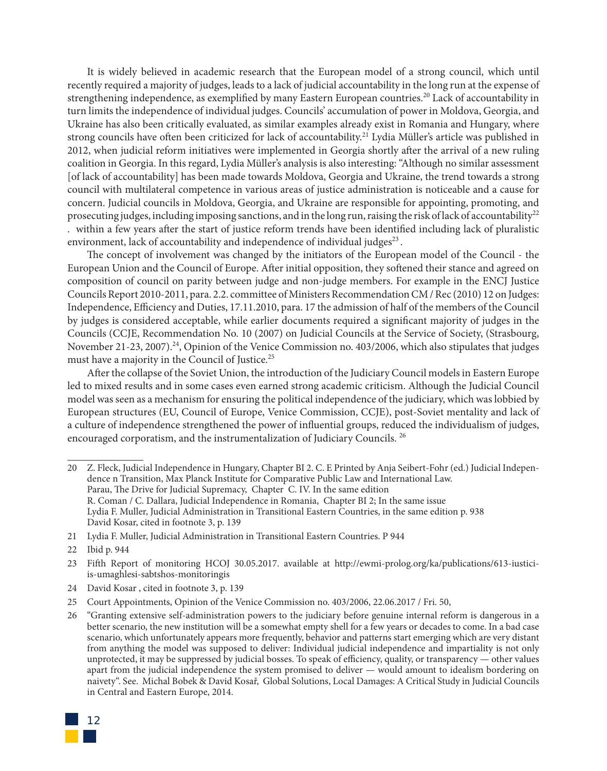It is widely believed in academic research that the European model of a strong council, which until recently required a majority of judges, leads to a lack of judicial accountability in the long run at the expense of strengthening independence, as exemplified by many Eastern European countries.[20] Lack of accountability in turn limits the independence of individual judges. Councils' accumulation of power in Moldova, Georgia, and Ukraine has also been critically evaluated, as similar examples already exist in Romania and Hungary, where strong councils have often been criticized for lack of accountability.[21] Lydia Müller's article was published in 2012, when judicial reform initiatives were implemented in Georgia shortly after the arrival of a new ruling coalition in Georgia. In this regard, Lydia Müller's analysis is also interesting: "Although no similar assessment [of lack of accountability] has been made towards Moldova, Georgia and Ukraine, the trend towards a strong council with multilateral competence in various areas of justice administration is noticeable and a cause for concern. Judicial councils in Moldova, Georgia, and Ukraine are responsible for appointing, promoting, and prosecuting judges, including imposing sanctions, and in the long run, raising the risk of lack of accountability[22] . within a few years after the start of justice reform trends have been identified including lack of pluralistic environment, lack of accountability and independence of individual judges[23] .

The concept of involvement was changed by the initiators of the European model of the Council - the European Union and the Council of Europe. After initial opposition, they softened their stance and agreed on composition of council on parity between judge and non-judge members. For example in the ENCJ Justice Councils Report 2010-2011, para. 2.2. committee of Ministers Recommendation CM / Rec (2010) 12 on Judges: Independence, Efficiency and Duties, 17.11.2010, para. 17 the admission of half of the members of the Council by judges is considered acceptable, while earlier documents required a significant majority of judges in the Councils (CCJE, Recommendation No. 10 (2007) on Judicial Councils at the Service of Society, (Strasbourg, November 21-23, 2007).[24], Opinion of the Venice Commission no. 403/2006, which also stipulates that judges must have a majority in the Council of Justice.[25]

After the collapse of the Soviet Union, the introduction of the Judiciary Council models in Eastern Europe led to mixed results and in some cases even earned strong academic criticism. Although the Judicial Council model was seen as a mechanism for ensuring the political independence of the judiciary, which was lobbied by European structures (EU, Council of Europe, Venice Commission, CCJE), post-Soviet mentality and lack of a culture of independence strengthened the power of influential groups, reduced the individualism of judges, encouraged corporatism, and the instrumentalization of Judiciary Councils. [26]

---

20 Z. Fleck, Judicial Independence in Hungary, Chapter BI 2. C. E Printed by Anja Seibert-Fohr (ed.) Judicial Independence n Transition, Max Planck Institute for Comparative Public Law and International Law.
Parau, The Drive for Judicial Supremacy, Chapter C. IV. In the same edition
R. Coman / C. Dallara, Judicial Independence in Romania, Chapter BI 2; In the same issue
Lydia F. Muller, Judicial Administration in Transitional Eastern Countries, in the same edition p. 938
David Kosar, cited in footnote 3, p. 139

21 Lydia F. Muller, Judicial Administration in Transitional Eastern Countries. P 944

22 Ibid p. 944

23 Fifth Report of monitoring HCOJ 30.05.2017. available at http://ewmi-prolog.org/ka/publications/613-iusticiis-umaghlesi-sabtshos-monitoringis

24 David Kosar , cited in footnote 3, p. 139

25 Court Appointments, Opinion of the Venice Commission no. 403/2006, 22.06.2017 / Fri. 50,

26 "Granting extensive self-administration powers to the judiciary before genuine internal reform is dangerous in a better scenario, the new institution will be a somewhat empty shell for a few years or decades to come. In a bad case scenario, which unfortunately appears more frequently, behavior and patterns start emerging which are very distant from anything the model was supposed to deliver: Individual judicial independence and impartiality is not only unprotected, it may be suppressed by judicial bosses. To speak of efficiency, quality, or transparency — other values apart from the judicial independence the system promised to deliver — would amount to idealism bordering on naivety". See. Michal Bobek & David Kosař, Global Solutions, Local Damages: A Critical Study in Judicial Councils in Central and Eastern Europe, 2014.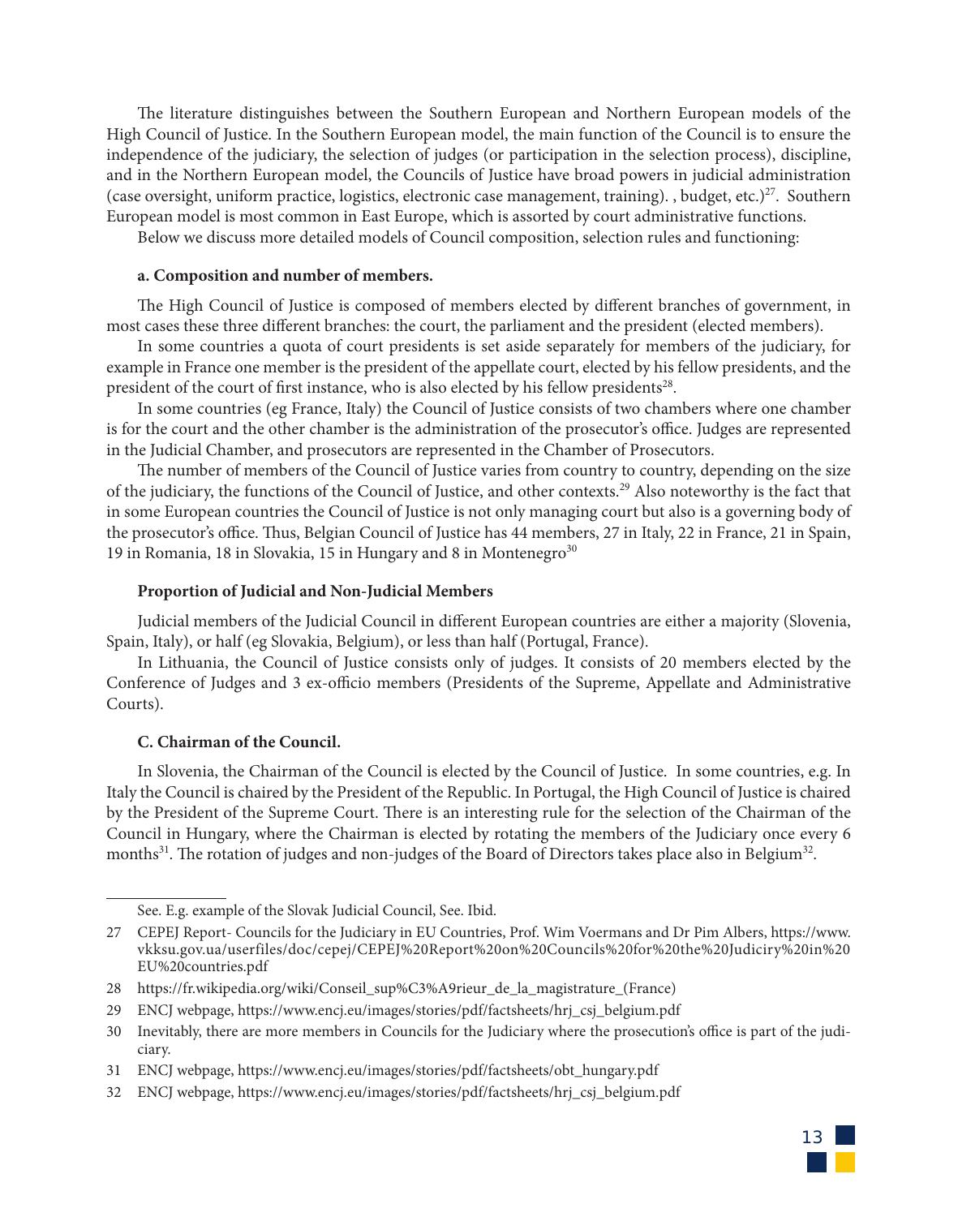The literature distinguishes between the Southern European and Northern European models of the High Council of Justice. In the Southern European model, the main function of the Council is to ensure the independence of the judiciary, the selection of judges (or participation in the selection process), discipline, and in the Northern European model, the Councils of Justice have broad powers in judicial administration (case oversight, uniform practice, logistics, electronic case management, training). , budget, etc.)[27]. Southern European model is most common in East Europe, which is assorted by court administrative functions.

Below we discuss more detailed models of Council composition, selection rules and functioning:

**a. Composition and number of members.**

The High Council of Justice is composed of members elected by different branches of government, in most cases these three different branches: the court, the parliament and the president (elected members).

In some countries a quota of court presidents is set aside separately for members of the judiciary, for example in France one member is the president of the appellate court, elected by his fellow presidents, and the president of the court of first instance, who is also elected by his fellow presidents[28].

In some countries (eg France, Italy) the Council of Justice consists of two chambers where one chamber is for the court and the other chamber is the administration of the prosecutor's office. Judges are represented in the Judicial Chamber, and prosecutors are represented in the Chamber of Prosecutors.

The number of members of the Council of Justice varies from country to country, depending on the size of the judiciary, the functions of the Council of Justice, and other contexts.[29] Also noteworthy is the fact that in some European countries the Council of Justice is not only managing court but also is a governing body of the prosecutor's office. Thus, Belgian Council of Justice has 44 members, 27 in Italy, 22 in France, 21 in Spain, 19 in Romania, 18 in Slovakia, 15 in Hungary and 8 in Montenegro[30]

**Proportion of Judicial and Non-Judicial Members**

Judicial members of the Judicial Council in different European countries are either a majority (Slovenia, Spain, Italy), or half (eg Slovakia, Belgium), or less than half (Portugal, France).

In Lithuania, the Council of Justice consists only of judges. It consists of 20 members elected by the Conference of Judges and 3 ex-officio members (Presidents of the Supreme, Appellate and Administrative Courts).

**C. Chairman of the Council.**

In Slovenia, the Chairman of the Council is elected by the Council of Justice. In some countries, e.g. In Italy the Council is chaired by the President of the Republic. In Portugal, the High Council of Justice is chaired by the President of the Supreme Court. There is an interesting rule for the selection of the Chairman of the Council in Hungary, where the Chairman is elected by rotating the members of the Judiciary once every 6 months[31]. The rotation of judges and non-judges of the Board of Directors takes place also in Belgium[32].

---

See. E.g. example of the Slovak Judicial Council, See. Ibid.

27 CEPEJ Report- Councils for the Judiciary in EU Countries, Prof. Wim Voermans and Dr Pim Albers, https://www.vkksu.gov.ua/userfiles/doc/cepej/CEPEJ%20Report%20on%20Councils%20for%20the%20Judiciry%20in%20EU%20countries.pdf

28 https://fr.wikipedia.org/wiki/Conseil_sup%C3%A9rieur_de_la_magistrature_(France)

29 ENCJ webpage, https://www.encj.eu/images/stories/pdf/factsheets/hrj_csj_belgium.pdf

30 Inevitably, there are more members in Councils for the Judiciary where the prosecution's office is part of the judiciary.

31 ENCJ webpage, https://www.encj.eu/images/stories/pdf/factsheets/obt_hungary.pdf

32 ENCJ webpage, https://www.encj.eu/images/stories/pdf/factsheets/hrj_csj_belgium.pdf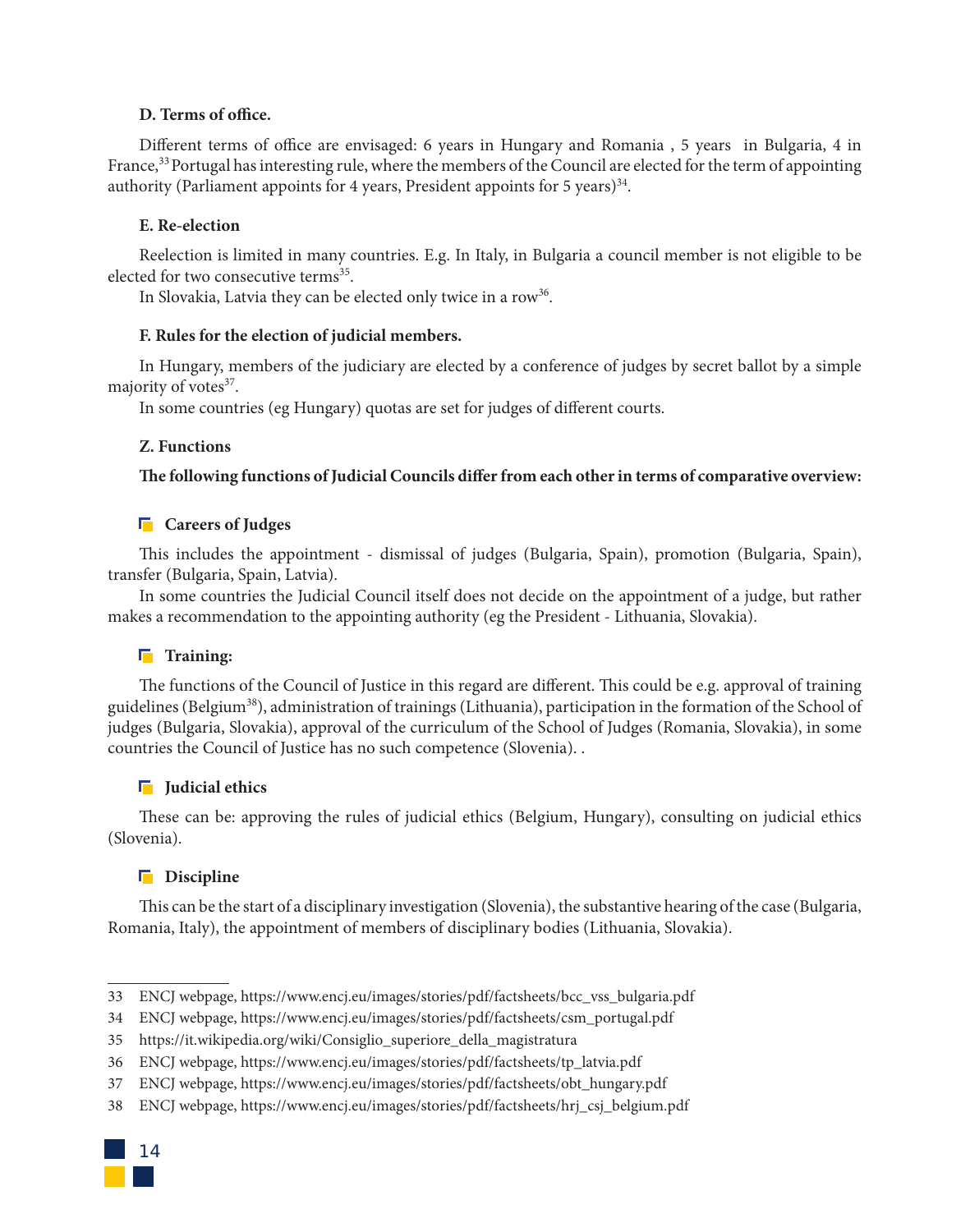**D. Terms of office.**

Different terms of office are envisaged: 6 years in Hungary and Romania , 5 years in Bulgaria, 4 in France,[33] Portugal has interesting rule, where the members of the Council are elected for the term of appointing authority (Parliament appoints for 4 years, President appoints for 5 years)[34].

**E. Re-election**

Reelection is limited in many countries. E.g. In Italy, in Bulgaria a council member is not eligible to be elected for two consecutive terms[35].

In Slovakia, Latvia they can be elected only twice in a row[36].

**F. Rules for the election of judicial members.**

In Hungary, members of the judiciary are elected by a conference of judges by secret ballot by a simple majority of votes[37].

In some countries (eg Hungary) quotas are set for judges of different courts.

**Z. Functions**

**The following functions of Judicial Councils differ from each other in terms of comparative overview:**

**Careers of Judges**

This includes the appointment - dismissal of judges (Bulgaria, Spain), promotion (Bulgaria, Spain), transfer (Bulgaria, Spain, Latvia).

In some countries the Judicial Council itself does not decide on the appointment of a judge, but rather makes a recommendation to the appointing authority (eg the President - Lithuania, Slovakia).

**Training:**

The functions of the Council of Justice in this regard are different. This could be e.g. approval of training guidelines (Belgium[38]), administration of trainings (Lithuania), participation in the formation of the School of judges (Bulgaria, Slovakia), approval of the curriculum of the School of Judges (Romania, Slovakia), in some countries the Council of Justice has no such competence (Slovenia). .

**Judicial ethics**

These can be: approving the rules of judicial ethics (Belgium, Hungary), consulting on judicial ethics (Slovenia).

**Discipline**

This can be the start of a disciplinary investigation (Slovenia), the substantive hearing of the case (Bulgaria, Romania, Italy), the appointment of members of disciplinary bodies (Lithuania, Slovakia).

---

33 ENCJ webpage, https://www.encj.eu/images/stories/pdf/factsheets/bcc_vss_bulgaria.pdf

34 ENCJ webpage, https://www.encj.eu/images/stories/pdf/factsheets/csm_portugal.pdf

35 https://it.wikipedia.org/wiki/Consiglio_superiore_della_magistratura

36 ENCJ webpage, https://www.encj.eu/images/stories/pdf/factsheets/tp_latvia.pdf

37 ENCJ webpage, https://www.encj.eu/images/stories/pdf/factsheets/obt_hungary.pdf

38 ENCJ webpage, https://www.encj.eu/images/stories/pdf/factsheets/hrj_csj_belgium.pdf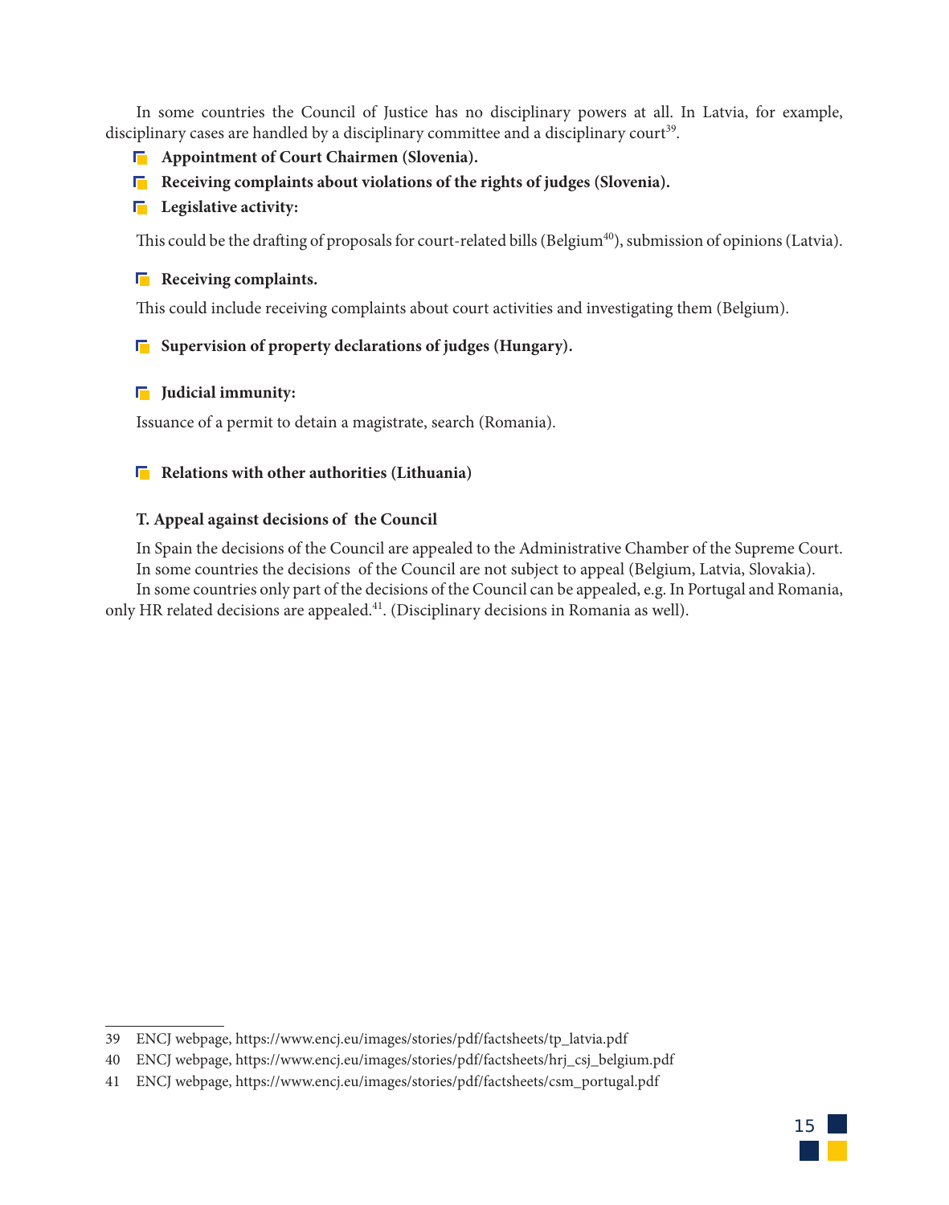In some countries the Council of Justice has no disciplinary powers at all. In Latvia, for example, disciplinary cases are handled by a disciplinary committee and a disciplinary court[39].

- **Appointment of Court Chairmen (Slovenia).**
- **Receiving complaints about violations of the rights of judges (Slovenia).**
- **Legislative activity:**

This could be the drafting of proposals for court-related bills (Belgium[40]), submission of opinions (Latvia).

- **Receiving complaints.**

This could include receiving complaints about court activities and investigating them (Belgium).

- **Supervision of property declarations of judges (Hungary).**

- **Judicial immunity:**

Issuance of a permit to detain a magistrate, search (Romania).

- **Relations with other authorities (Lithuania)**

**T. Appeal against decisions of the Council**

In Spain the decisions of the Council are appealed to the Administrative Chamber of the Supreme Court.

In some countries the decisions of the Council are not subject to appeal (Belgium, Latvia, Slovakia).

In some countries only part of the decisions of the Council can be appealed, e.g. In Portugal and Romania, only HR related decisions are appealed.[41]. (Disciplinary decisions in Romania as well).

---

39 ENCJ webpage, https://www.encj.eu/images/stories/pdf/factsheets/tp_latvia.pdf

40 ENCJ webpage, https://www.encj.eu/images/stories/pdf/factsheets/hrj_csj_belgium.pdf

41 ENCJ webpage, https://www.encj.eu/images/stories/pdf/factsheets/csm_portugal.pdf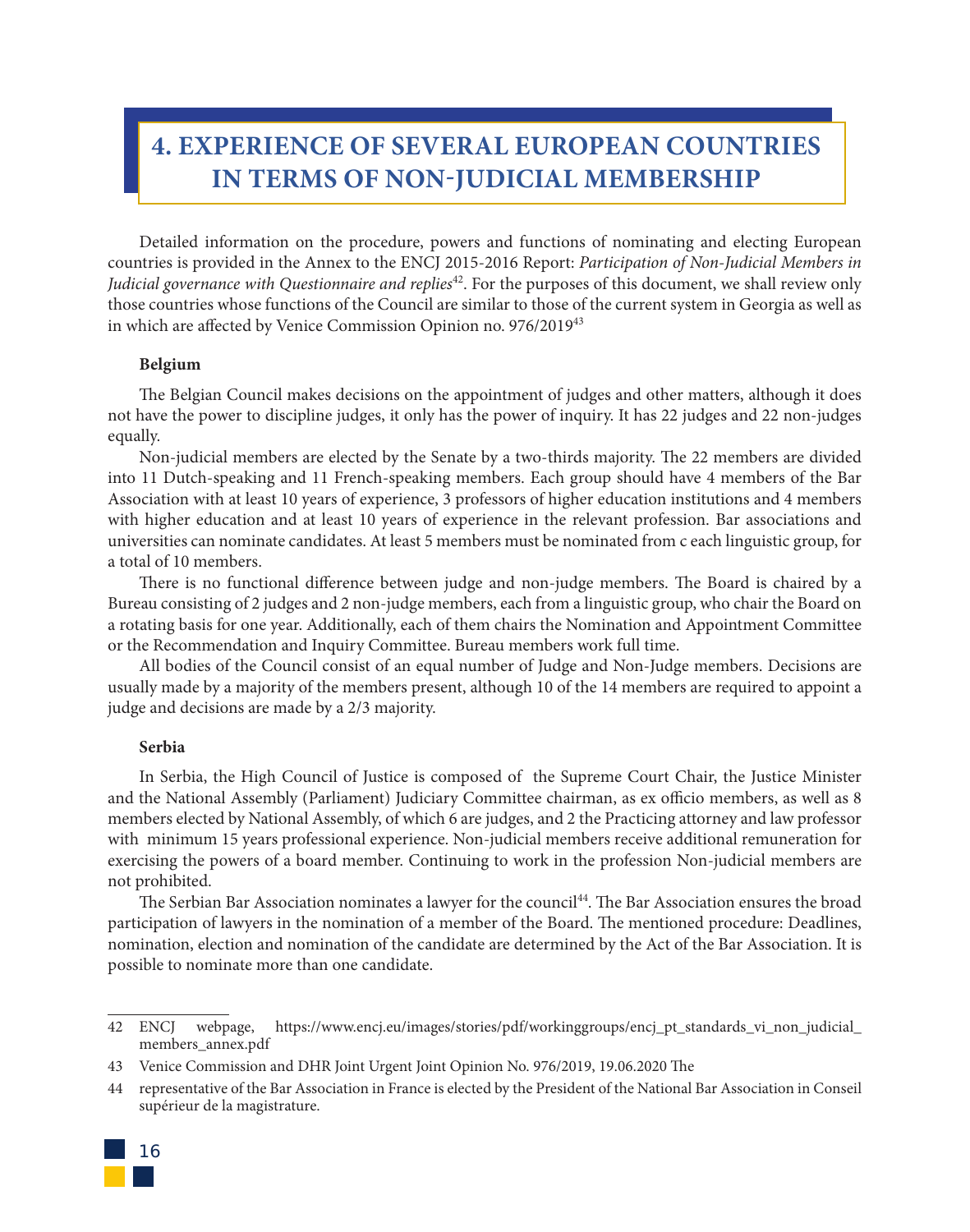# 4. EXPERIENCE OF SEVERAL EUROPEAN COUNTRIES IN TERMS OF NON-JUDICIAL MEMBERSHIP

Detailed information on the procedure, powers and functions of nominating and electing European countries is provided in the Annex to the ENCJ 2015-2016 Report: *Participation of Non-Judicial Members in Judicial governance with Questionnaire and replies*[42]. For the purposes of this document, we shall review only those countries whose functions of the Council are similar to those of the current system in Georgia as well as in which are affected by Venice Commission Opinion no. 976/2019[43]

**Belgium**

The Belgian Council makes decisions on the appointment of judges and other matters, although it does not have the power to discipline judges, it only has the power of inquiry. It has 22 judges and 22 non-judges equally.

Non-judicial members are elected by the Senate by a two-thirds majority. The 22 members are divided into 11 Dutch-speaking and 11 French-speaking members. Each group should have 4 members of the Bar Association with at least 10 years of experience, 3 professors of higher education institutions and 4 members with higher education and at least 10 years of experience in the relevant profession. Bar associations and universities can nominate candidates. At least 5 members must be nominated from c each linguistic group, for a total of 10 members.

There is no functional difference between judge and non-judge members. The Board is chaired by a Bureau consisting of 2 judges and 2 non-judge members, each from a linguistic group, who chair the Board on a rotating basis for one year. Additionally, each of them chairs the Nomination and Appointment Committee or the Recommendation and Inquiry Committee. Bureau members work full time.

All bodies of the Council consist of an equal number of Judge and Non-Judge members. Decisions are usually made by a majority of the members present, although 10 of the 14 members are required to appoint a judge and decisions are made by a 2/3 majority.

**Serbia**

In Serbia, the High Council of Justice is composed of the Supreme Court Chair, the Justice Minister and the National Assembly (Parliament) Judiciary Committee chairman, as ex officio members, as well as 8 members elected by National Assembly, of which 6 are judges, and 2 the Practicing attorney and law professor with minimum 15 years professional experience. Non-judicial members receive additional remuneration for exercising the powers of a board member. Continuing to work in the profession Non-judicial members are not prohibited.

The Serbian Bar Association nominates a lawyer for the council[44]. The Bar Association ensures the broad participation of lawyers in the nomination of a member of the Board. The mentioned procedure: Deadlines, nomination, election and nomination of the candidate are determined by the Act of the Bar Association. It is possible to nominate more than one candidate.

---

42 ENCJ webpage, https://www.encj.eu/images/stories/pdf/workinggroups/encj_pt_standards_vi_non_judicial_members_annex.pdf

43 Venice Commission and DHR Joint Urgent Joint Opinion No. 976/2019, 19.06.2020 The

44 representative of the Bar Association in France is elected by the President of the National Bar Association in Conseil supérieur de la magistrature.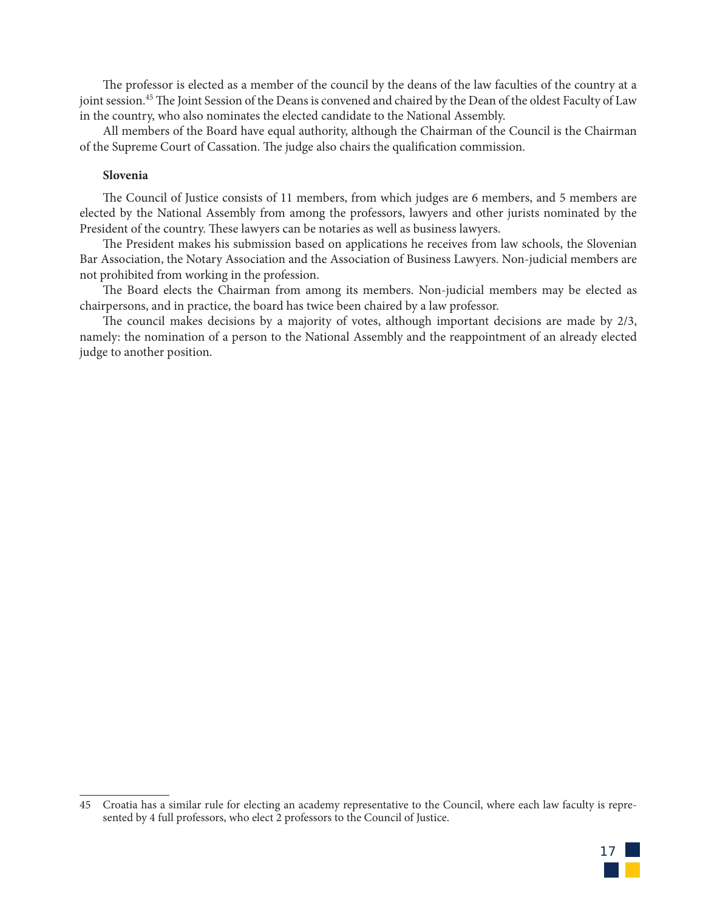The professor is elected as a member of the council by the deans of the law faculties of the country at a joint session.[45] The Joint Session of the Deans is convened and chaired by the Dean of the oldest Faculty of Law in the country, who also nominates the elected candidate to the National Assembly.

All members of the Board have equal authority, although the Chairman of the Council is the Chairman of the Supreme Court of Cassation. The judge also chairs the qualification commission.

**Slovenia**

The Council of Justice consists of 11 members, from which judges are 6 members, and 5 members are elected by the National Assembly from among the professors, lawyers and other jurists nominated by the President of the country. These lawyers can be notaries as well as business lawyers.

The President makes his submission based on applications he receives from law schools, the Slovenian Bar Association, the Notary Association and the Association of Business Lawyers. Non-judicial members are not prohibited from working in the profession.

The Board elects the Chairman from among its members. Non-judicial members may be elected as chairpersons, and in practice, the board has twice been chaired by a law professor.

The council makes decisions by a majority of votes, although important decisions are made by 2/3, namely: the nomination of a person to the National Assembly and the reappointment of an already elected judge to another position.

---

45 Croatia has a similar rule for electing an academy representative to the Council, where each law faculty is represented by 4 full professors, who elect 2 professors to the Council of Justice.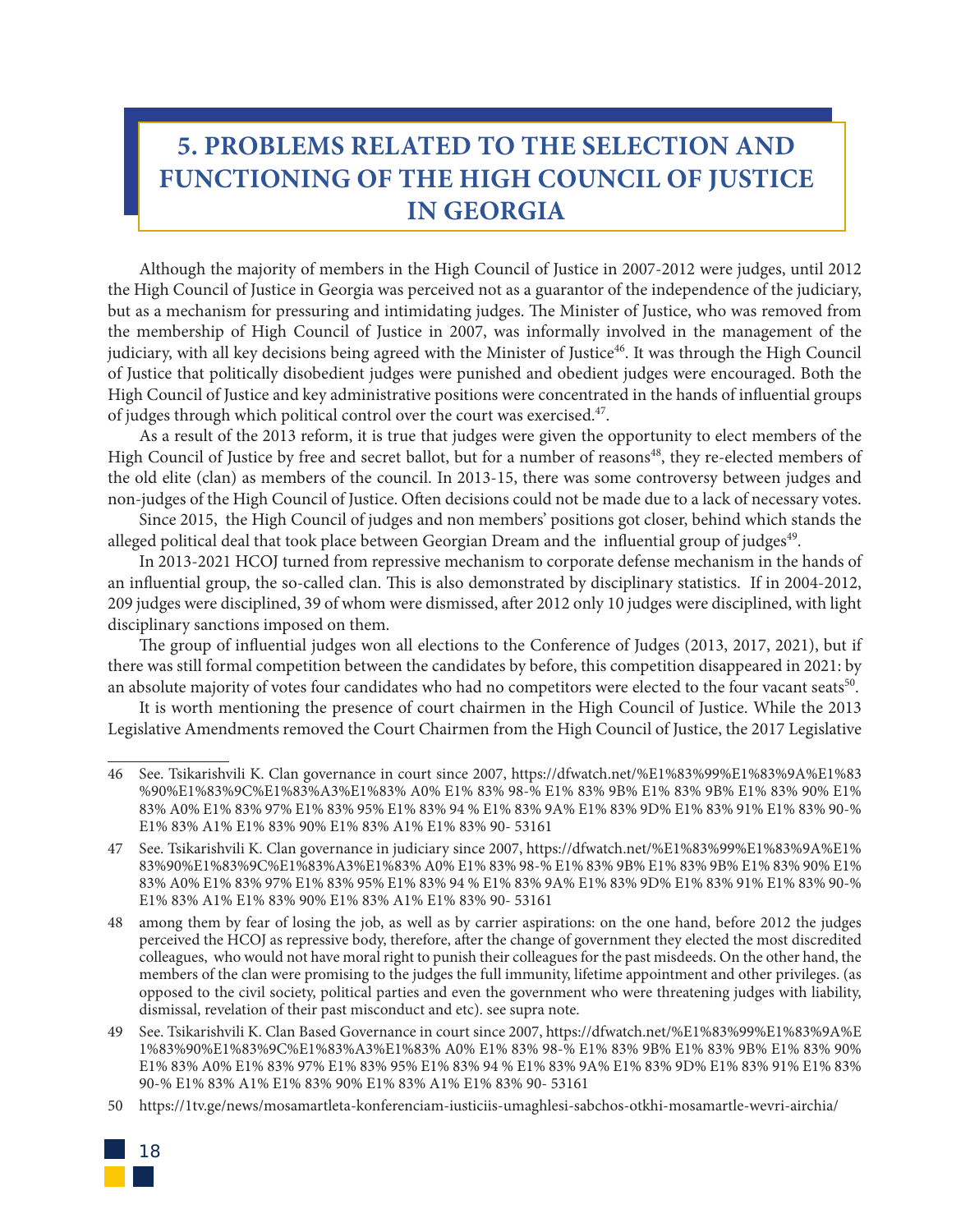# 5. PROBLEMS RELATED TO THE SELECTION AND FUNCTIONING OF THE HIGH COUNCIL OF JUSTICE IN GEORGIA

Although the majority of members in the High Council of Justice in 2007-2012 were judges, until 2012 the High Council of Justice in Georgia was perceived not as a guarantor of the independence of the judiciary, but as a mechanism for pressuring and intimidating judges. The Minister of Justice, who was removed from the membership of High Council of Justice in 2007, was informally involved in the management of the judiciary, with all key decisions being agreed with the Minister of Justice[46]. It was through the High Council of Justice that politically disobedient judges were punished and obedient judges were encouraged. Both the High Council of Justice and key administrative positions were concentrated in the hands of influential groups of judges through which political control over the court was exercised.[47].

As a result of the 2013 reform, it is true that judges were given the opportunity to elect members of the High Council of Justice by free and secret ballot, but for a number of reasons[48], they re-elected members of the old elite (clan) as members of the council. In 2013-15, there was some controversy between judges and non-judges of the High Council of Justice. Often decisions could not be made due to a lack of necessary votes.

Since 2015, the High Council of judges and non members' positions got closer, behind which stands the alleged political deal that took place between Georgian Dream and the influential group of judges[49].

In 2013-2021 HCOJ turned from repressive mechanism to corporate defense mechanism in the hands of an influential group, the so-called clan. This is also demonstrated by disciplinary statistics. If in 2004-2012, 209 judges were disciplined, 39 of whom were dismissed, after 2012 only 10 judges were disciplined, with light disciplinary sanctions imposed on them.

The group of influential judges won all elections to the Conference of Judges (2013, 2017, 2021), but if there was still formal competition between the candidates by before, this competition disappeared in 2021: by an absolute majority of votes four candidates who had no competitors were elected to the four vacant seats[50].

It is worth mentioning the presence of court chairmen in the High Council of Justice. While the 2013 Legislative Amendments removed the Court Chairmen from the High Council of Justice, the 2017 Legislative

---

46 See. Tsikarishvili K. Clan governance in court since 2007, https://dfwatch.net/%E1%83%99%E1%83%9A%E1%83%90%E1%83%9C%E1%83%A3%E1%83% A0% E1% 83% 98-% E1% 83% 9B% E1% 83% 9B% E1% 83% 90% E1% 83% A0% E1% 83% 97% E1% 83% 95% E1% 83% 94 % E1% 83% 9A% E1% 83% 9D% E1% 83% 91% E1% 83% 90-% E1% 83% A1% E1% 83% 90% E1% 83% A1% E1% 83% 90- 53161

47 See. Tsikarishvili K. Clan governance in judiciary since 2007, https://dfwatch.net/%E1%83%99%E1%83%9A%E1%83%90%E1%83%9C%E1%83%A3%E1%83% A0% E1% 83% 98-% E1% 83% 9B% E1% 83% 9B% E1% 83% 90% E1% 83% A0% E1% 83% 97% E1% 83% 95% E1% 83% 94 % E1% 83% 9A% E1% 83% 9D% E1% 83% 91% E1% 83% 90-% E1% 83% A1% E1% 83% 90% E1% 83% A1% E1% 83% 90- 53161

48 among them by fear of losing the job, as well as by carrier aspirations: on the one hand, before 2012 the judges perceived the HCOJ as repressive body, therefore, after the change of government they elected the most discredited colleagues, who would not have moral right to punish their colleagues for the past misdeeds. On the other hand, the members of the clan were promising to the judges the full immunity, lifetime appointment and other privileges. (as opposed to the civil society, political parties and even the government who were threatening judges with liability, dismissal, revelation of their past misconduct and etc). see supra note.

49 See. Tsikarishvili K. Clan Based Governance in court since 2007, https://dfwatch.net/%E1%83%99%E1%83%9A%E1%83%90%E1%83%9C%E1%83%A3%E1%83% A0% E1% 83% 98-% E1% 83% 9B% E1% 83% 9B% E1% 83% 90% E1% 83% A0% E1% 83% 97% E1% 83% 95% E1% 83% 94 % E1% 83% 9A% E1% 83% 9D% E1% 83% 91% E1% 83% 90-% E1% 83% A1% E1% 83% 90% E1% 83% A1% E1% 83% 90- 53161

50 https://1tv.ge/news/mosamartleta-konferenciam-iusticiis-umaghlesi-sabchos-otkhi-mosamartle-wevri-airchia/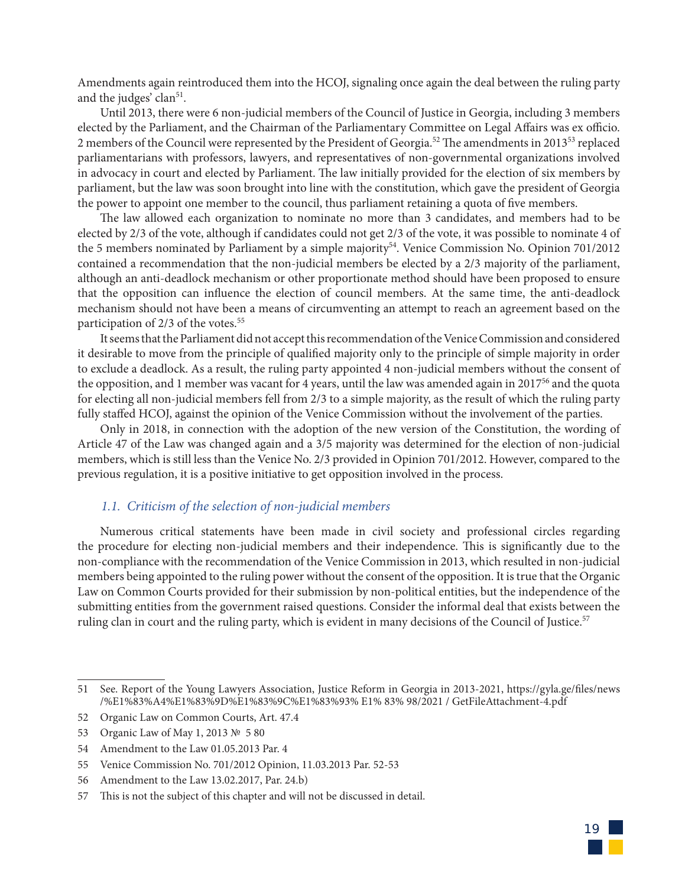Amendments again reintroduced them into the HCOJ, signaling once again the deal between the ruling party and the judges' clan[51].

Until 2013, there were 6 non-judicial members of the Council of Justice in Georgia, including 3 members elected by the Parliament, and the Chairman of the Parliamentary Committee on Legal Affairs was ex officio. 2 members of the Council were represented by the President of Georgia.[52] The amendments in 2013[53] replaced parliamentarians with professors, lawyers, and representatives of non-governmental organizations involved in advocacy in court and elected by Parliament. The law initially provided for the election of six members by parliament, but the law was soon brought into line with the constitution, which gave the president of Georgia the power to appoint one member to the council, thus parliament retaining a quota of five members.

The law allowed each organization to nominate no more than 3 candidates, and members had to be elected by 2/3 of the vote, although if candidates could not get 2/3 of the vote, it was possible to nominate 4 of the 5 members nominated by Parliament by a simple majority[54]. Venice Commission No. Opinion 701/2012 contained a recommendation that the non-judicial members be elected by a 2/3 majority of the parliament, although an anti-deadlock mechanism or other proportionate method should have been proposed to ensure that the opposition can influence the election of council members. At the same time, the anti-deadlock mechanism should not have been a means of circumventing an attempt to reach an agreement based on the participation of 2/3 of the votes.[55]

It seems that the Parliament did not accept this recommendation of the Venice Commission and considered it desirable to move from the principle of qualified majority only to the principle of simple majority in order to exclude a deadlock. As a result, the ruling party appointed 4 non-judicial members without the consent of the opposition, and 1 member was vacant for 4 years, until the law was amended again in 2017[56] and the quota for electing all non-judicial members fell from 2/3 to a simple majority, as the result of which the ruling party fully staffed HCOJ, against the opinion of the Venice Commission without the involvement of the parties.

Only in 2018, in connection with the adoption of the new version of the Constitution, the wording of Article 47 of the Law was changed again and a 3/5 majority was determined for the election of non-judicial members, which is still less than the Venice No. 2/3 provided in Opinion 701/2012. However, compared to the previous regulation, it is a positive initiative to get opposition involved in the process.

### *1.1. Criticism of the selection of non-judicial members*

Numerous critical statements have been made in civil society and professional circles regarding the procedure for electing non-judicial members and their independence. This is significantly due to the non-compliance with the recommendation of the Venice Commission in 2013, which resulted in non-judicial members being appointed to the ruling power without the consent of the opposition. It is true that the Organic Law on Common Courts provided for their submission by non-political entities, but the independence of the submitting entities from the government raised questions. Consider the informal deal that exists between the ruling clan in court and the ruling party, which is evident in many decisions of the Council of Justice.[57]

---

51 See. Report of the Young Lawyers Association, Justice Reform in Georgia in 2013-2021, https://gyla.ge/files/news /%E1%83%A4%E1%83%9D%E1%83%9C%E1%83%93% E1% 83% 98/2021 / GetFileAttachment-4.pdf

52 Organic Law on Common Courts, Art. 47.4

53 Organic Law of May 1, 2013 № 5 80

54 Amendment to the Law 01.05.2013 Par. 4

55 Venice Commission No. 701/2012 Opinion, 11.03.2013 Par. 52-53

56 Amendment to the Law 13.02.2017, Par. 24.b)

57 This is not the subject of this chapter and will not be discussed in detail.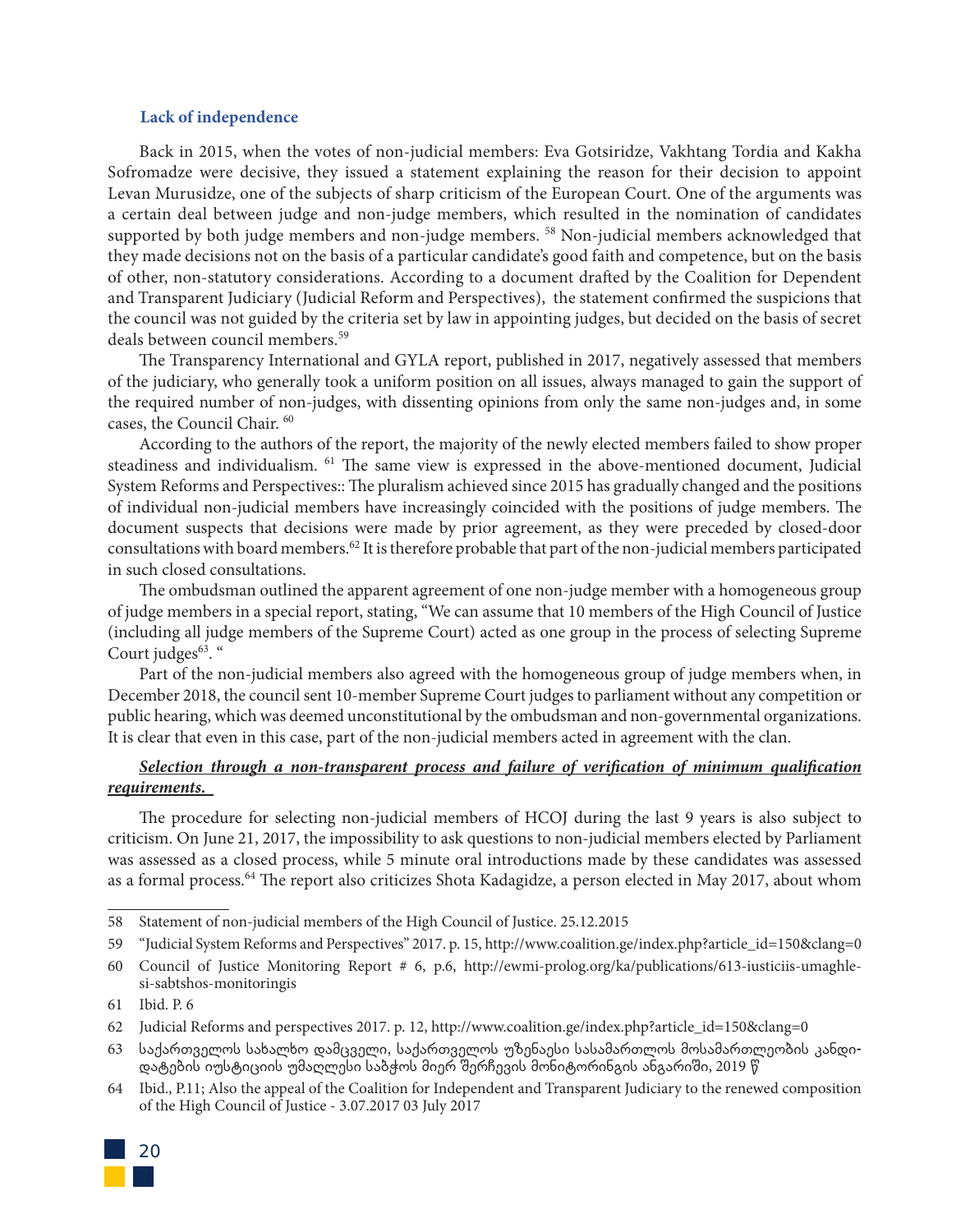**Lack of independence**

Back in 2015, when the votes of non-judicial members: Eva Gotsiridze, Vakhtang Tordia and Kakha Sofromadze were decisive, they issued a statement explaining the reason for their decision to appoint Levan Murusidze, one of the subjects of sharp criticism of the European Court. One of the arguments was a certain deal between judge and non-judge members, which resulted in the nomination of candidates supported by both judge members and non-judge members. [58] Non-judicial members acknowledged that they made decisions not on the basis of a particular candidate's good faith and competence, but on the basis of other, non-statutory considerations. According to a document drafted by the Coalition for Dependent and Transparent Judiciary (Judicial Reform and Perspectives), the statement confirmed the suspicions that the council was not guided by the criteria set by law in appointing judges, but decided on the basis of secret deals between council members.[59]

The Transparency International and GYLA report, published in 2017, negatively assessed that members of the judiciary, who generally took a uniform position on all issues, always managed to gain the support of the required number of non-judges, with dissenting opinions from only the same non-judges and, in some cases, the Council Chair. [60]

According to the authors of the report, the majority of the newly elected members failed to show proper steadiness and individualism. [61] The same view is expressed in the above-mentioned document, Judicial System Reforms and Perspectives:: The pluralism achieved since 2015 has gradually changed and the positions of individual non-judicial members have increasingly coincided with the positions of judge members. The document suspects that decisions were made by prior agreement, as they were preceded by closed-door consultations with board members.[62] It is therefore probable that part of the non-judicial members participated in such closed consultations.

The ombudsman outlined the apparent agreement of one non-judge member with a homogeneous group of judge members in a special report, stating, "We can assume that 10 members of the High Council of Justice (including all judge members of the Supreme Court) acted as one group in the process of selecting Supreme Court judges[63]. "

Part of the non-judicial members also agreed with the homogeneous group of judge members when, in December 2018, the council sent 10-member Supreme Court judges to parliament without any competition or public hearing, which was deemed unconstitutional by the ombudsman and non-governmental organizations. It is clear that even in this case, part of the non-judicial members acted in agreement with the clan.

***Selection through a non-transparent process and failure of verification of minimum qualification requirements.***

The procedure for selecting non-judicial members of HCOJ during the last 9 years is also subject to criticism. On June 21, 2017, the impossibility to ask questions to non-judicial members elected by Parliament was assessed as a closed process, while 5 minute oral introductions made by these candidates was assessed as a formal process.[64] The report also criticizes Shota Kadagidze, a person elected in May 2017, about whom

---

58 Statement of non-judicial members of the High Council of Justice. 25.12.2015

59 "Judicial System Reforms and Perspectives" 2017. p. 15, http://www.coalition.ge/index.php?article_id=150&clang=0

60 Council of Justice Monitoring Report # 6, p.6, http://ewmi-prolog.org/ka/publications/613-iusticiis-umaghlesi-sabtshos-monitoringis

61 Ibid. P. 6

62 Judicial Reforms and perspectives 2017. p. 12, http://www.coalition.ge/index.php?article_id=150&clang=0

63 საქართველოს სახალხო დამცველი, საქართველოს უზენაესი სასამართლოს მოსამართლეობის კანდიდატების იუსტიციის უმაღლესი საბჭოს მიერ შერჩევის მონიტორინგის ანგარიში, 2019 წ

64 Ibid., P.11; Also the appeal of the Coalition for Independent and Transparent Judiciary to the renewed composition of the High Council of Justice - 3.07.2017 03 July 2017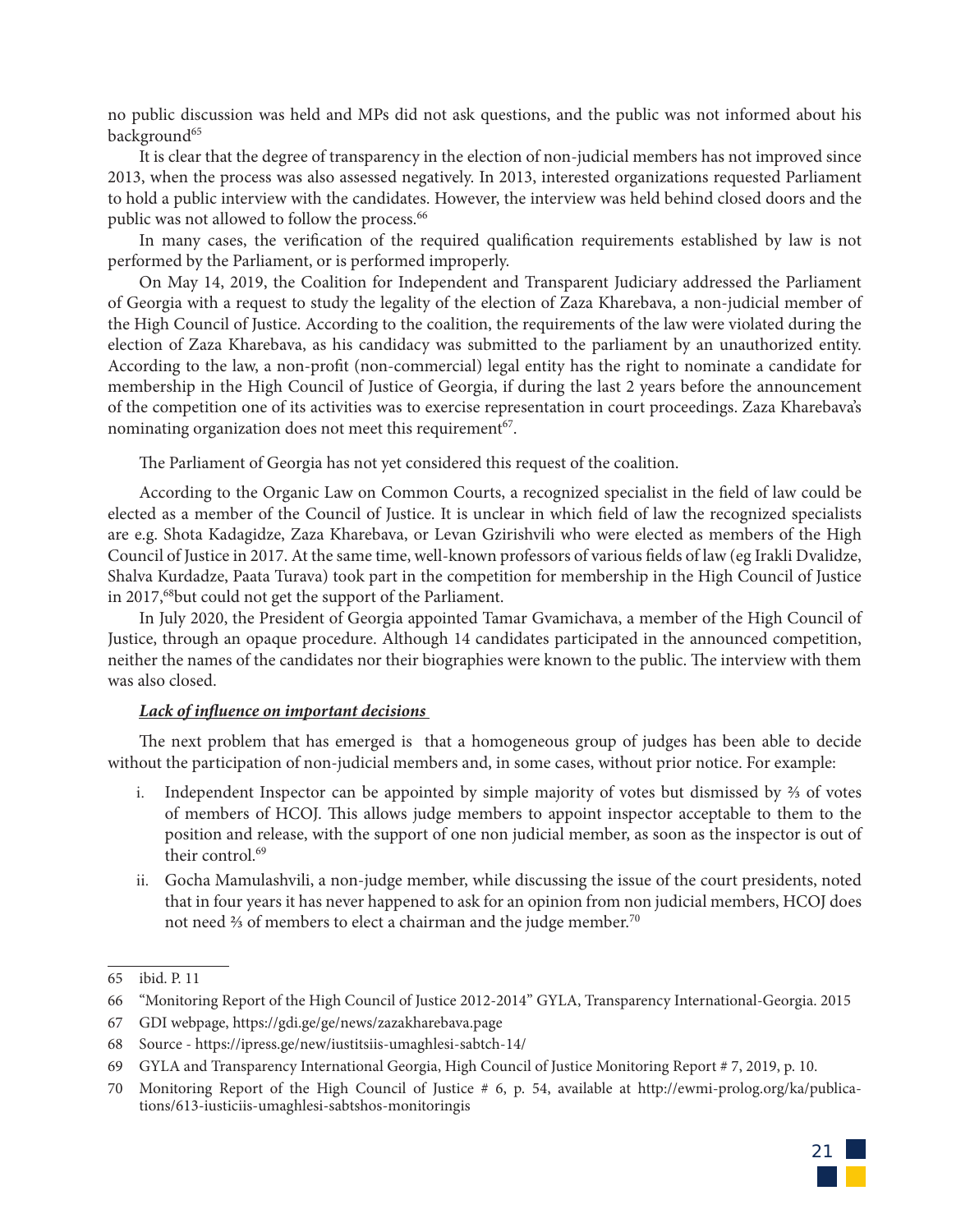no public discussion was held and MPs did not ask questions, and the public was not informed about his background[65]

It is clear that the degree of transparency in the election of non-judicial members has not improved since 2013, when the process was also assessed negatively. In 2013, interested organizations requested Parliament to hold a public interview with the candidates. However, the interview was held behind closed doors and the public was not allowed to follow the process.[66]

In many cases, the verification of the required qualification requirements established by law is not performed by the Parliament, or is performed improperly.

On May 14, 2019, the Coalition for Independent and Transparent Judiciary addressed the Parliament of Georgia with a request to study the legality of the election of Zaza Kharebava, a non-judicial member of the High Council of Justice. According to the coalition, the requirements of the law were violated during the election of Zaza Kharebava, as his candidacy was submitted to the parliament by an unauthorized entity. According to the law, a non-profit (non-commercial) legal entity has the right to nominate a candidate for membership in the High Council of Justice of Georgia, if during the last 2 years before the announcement of the competition one of its activities was to exercise representation in court proceedings. Zaza Kharebava's nominating organization does not meet this requirement[67].

The Parliament of Georgia has not yet considered this request of the coalition.

According to the Organic Law on Common Courts, a recognized specialist in the field of law could be elected as a member of the Council of Justice. It is unclear in which field of law the recognized specialists are e.g. Shota Kadagidze, Zaza Kharebava, or Levan Gzirishvili who were elected as members of the High Council of Justice in 2017. At the same time, well-known professors of various fields of law (eg Irakli Dvalidze, Shalva Kurdadze, Paata Turava) took part in the competition for membership in the High Council of Justice in 2017,[68]but could not get the support of the Parliament.

In July 2020, the President of Georgia appointed Tamar Gvamichava, a member of the High Council of Justice, through an opaque procedure. Although 14 candidates participated in the announced competition, neither the names of the candidates nor their biographies were known to the public. The interview with them was also closed.

***Lack of influence on important decisions***

The next problem that has emerged is that a homogeneous group of judges has been able to decide without the participation of non-judicial members and, in some cases, without prior notice. For example:

i. Independent Inspector can be appointed by simple majority of votes but dismissed by ⅔ of votes of members of HCOJ. This allows judge members to appoint inspector acceptable to them to the position and release, with the support of one non judicial member, as soon as the inspector is out of their control.[69]

ii. Gocha Mamulashvili, a non-judge member, while discussing the issue of the court presidents, noted that in four years it has never happened to ask for an opinion from non judicial members, HCOJ does not need ⅔ of members to elect a chairman and the judge member.[70]

---

65 ibid. P. 11

66 "Monitoring Report of the High Council of Justice 2012-2014" GYLA, Transparency International-Georgia. 2015

67 GDI webpage, https://gdi.ge/ge/news/zazakharebava.page

68 Source - https://ipress.ge/new/iustitsiis-umaghlesi-sabtch-14/

69 GYLA and Transparency International Georgia, High Council of Justice Monitoring Report # 7, 2019, p. 10.

70 Monitoring Report of the High Council of Justice # 6, p. 54, available at http://ewmi-prolog.org/ka/publications/613-iusticiis-umaghlesi-sabtshos-monitoringis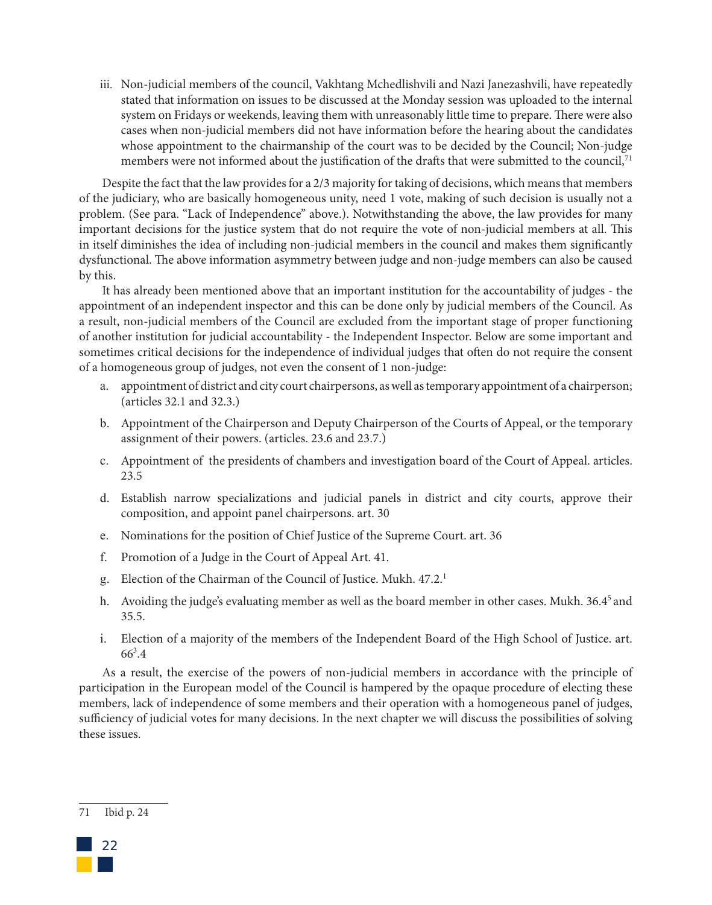iii. Non-judicial members of the council, Vakhtang Mchedlishvili and Nazi Janezashvili, have repeatedly stated that information on issues to be discussed at the Monday session was uploaded to the internal system on Fridays or weekends, leaving them with unreasonably little time to prepare. There were also cases when non-judicial members did not have information before the hearing about the candidates whose appointment to the chairmanship of the court was to be decided by the Council; Non-judge members were not informed about the justification of the drafts that were submitted to the council,[71]

Despite the fact that the law provides for a 2/3 majority for taking of decisions, which means that members of the judiciary, who are basically homogeneous unity, need 1 vote, making of such decision is usually not a problem. (See para. "Lack of Independence" above.). Notwithstanding the above, the law provides for many important decisions for the justice system that do not require the vote of non-judicial members at all. This in itself diminishes the idea of including non-judicial members in the council and makes them significantly dysfunctional. The above information asymmetry between judge and non-judge members can also be caused by this.

It has already been mentioned above that an important institution for the accountability of judges - the appointment of an independent inspector and this can be done only by judicial members of the Council. As a result, non-judicial members of the Council are excluded from the important stage of proper functioning of another institution for judicial accountability - the Independent Inspector. Below are some important and sometimes critical decisions for the independence of individual judges that often do not require the consent of a homogeneous group of judges, not even the consent of 1 non-judge:

a. appointment of district and city court chairpersons, as well as temporary appointment of a chairperson; (articles 32.1 and 32.3.)

b. Appointment of the Chairperson and Deputy Chairperson of the Courts of Appeal, or the temporary assignment of their powers. (articles. 23.6 and 23.7.)

c. Appointment of the presidents of chambers and investigation board of the Court of Appeal. articles. 23.5

d. Establish narrow specializations and judicial panels in district and city courts, approve their composition, and appoint panel chairpersons. art. 30

e. Nominations for the position of Chief Justice of the Supreme Court. art. 36

f. Promotion of a Judge in the Court of Appeal Art. 41.

g. Election of the Chairman of the Council of Justice. Mukh. 47.2.[1]

h. Avoiding the judge's evaluating member as well as the board member in other cases. Mukh. 36.4[5] and 35.5.

i. Election of a majority of the members of the Independent Board of the High School of Justice. art. 66[3].4

As a result, the exercise of the powers of non-judicial members in accordance with the principle of participation in the European model of the Council is hampered by the opaque procedure of electing these members, lack of independence of some members and their operation with a homogeneous panel of judges, sufficiency of judicial votes for many decisions. In the next chapter we will discuss the possibilities of solving these issues.

71 Ibid p. 24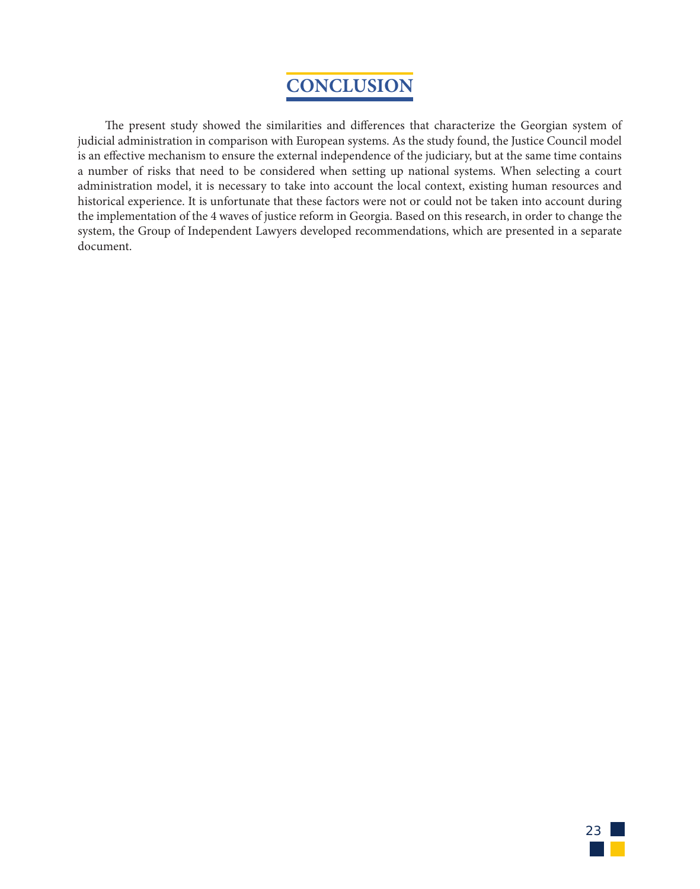# CONCLUSION

The present study showed the similarities and differences that characterize the Georgian system of judicial administration in comparison with European systems. As the study found, the Justice Council model is an effective mechanism to ensure the external independence of the judiciary, but at the same time contains a number of risks that need to be considered when setting up national systems. When selecting a court administration model, it is necessary to take into account the local context, existing human resources and historical experience. It is unfortunate that these factors were not or could not be taken into account during the implementation of the 4 waves of justice reform in Georgia. Based on this research, in order to change the system, the Group of Independent Lawyers developed recommendations, which are presented in a separate document.